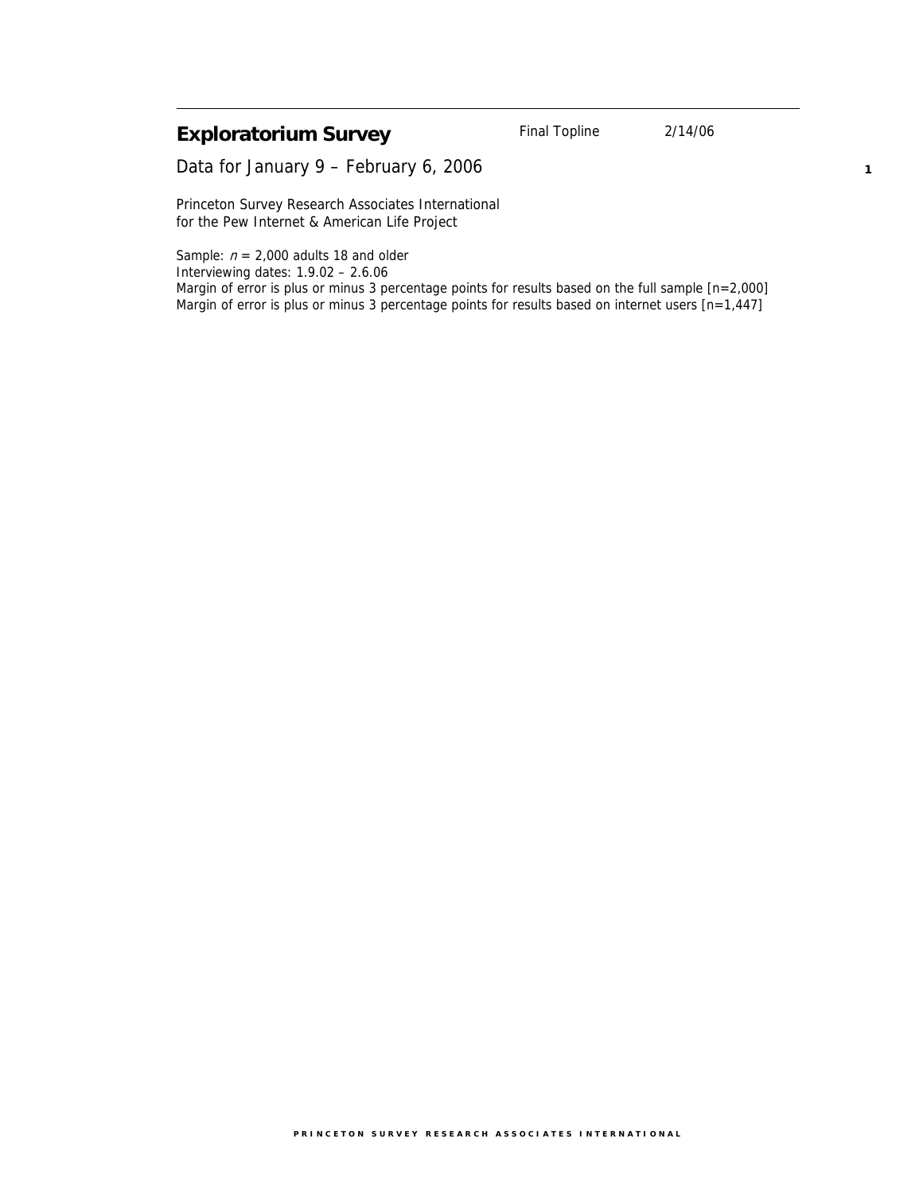# Exploratorium Survey

Final Topline 2/14/06

Data for January 9 – February 6, 2006

Princeton Survey Research Associates International
for the Pew Internet & American Life Project

Sample: *n* = 2,000 adults 18 and older
Interviewing dates: 1.9.02 – 2.6.06
Margin of error is plus or minus 3 percentage points for results based on the full sample [n=2,000]
Margin of error is plus or minus 3 percentage points for results based on internet users [n=1,447]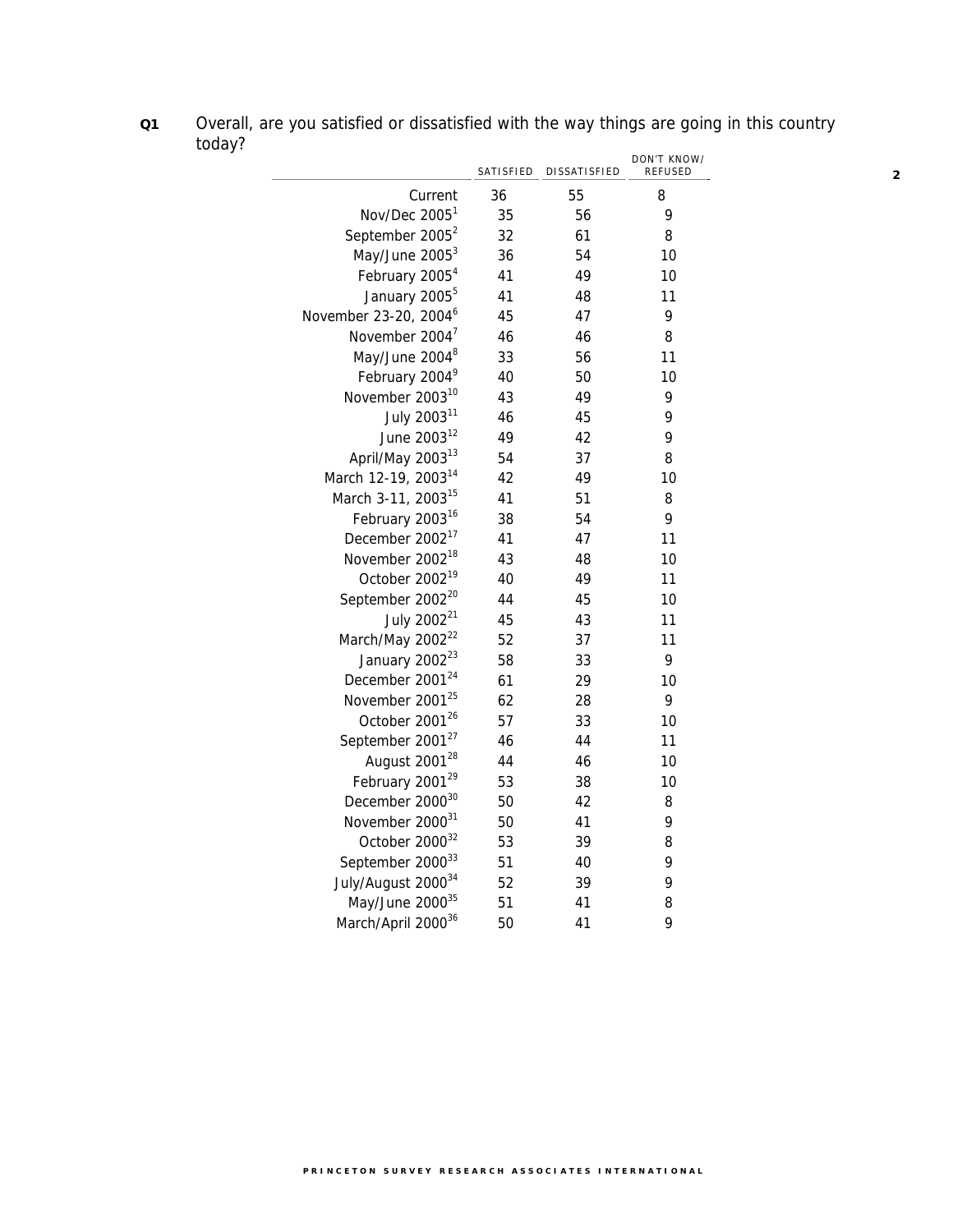**Q1** Overall, are you satisfied or dissatisfied with the way things are going in this country today?

| | SATISFIED | DISSATISFIED | DON'T KNOW/ REFUSED |
|---|---|---|---|
| Current | 36 | 55 | 8 |
| Nov/Dec 2005[1] | 35 | 56 | 9 |
| September 2005[2] | 32 | 61 | 8 |
| May/June 2005[3] | 36 | 54 | 10 |
| February 2005[4] | 41 | 49 | 10 |
| January 2005[5] | 41 | 48 | 11 |
| November 23-20, 2004[6] | 45 | 47 | 9 |
| November 2004[7] | 46 | 46 | 8 |
| May/June 2004[8] | 33 | 56 | 11 |
| February 2004[9] | 40 | 50 | 10 |
| November 2003[10] | 43 | 49 | 9 |
| July 2003[11] | 46 | 45 | 9 |
| June 2003[12] | 49 | 42 | 9 |
| April/May 2003[13] | 54 | 37 | 8 |
| March 12-19, 2003[14] | 42 | 49 | 10 |
| March 3-11, 2003[15] | 41 | 51 | 8 |
| February 2003[16] | 38 | 54 | 9 |
| December 2002[17] | 41 | 47 | 11 |
| November 2002[18] | 43 | 48 | 10 |
| October 2002[19] | 40 | 49 | 11 |
| September 2002[20] | 44 | 45 | 10 |
| July 2002[21] | 45 | 43 | 11 |
| March/May 2002[22] | 52 | 37 | 11 |
| January 2002[23] | 58 | 33 | 9 |
| December 2001[24] | 61 | 29 | 10 |
| November 2001[25] | 62 | 28 | 9 |
| October 2001[26] | 57 | 33 | 10 |
| September 2001[27] | 46 | 44 | 11 |
| August 2001[28] | 44 | 46 | 10 |
| February 2001[29] | 53 | 38 | 10 |
| December 2000[30] | 50 | 42 | 8 |
| November 2000[31] | 50 | 41 | 9 |
| October 2000[32] | 53 | 39 | 8 |
| September 2000[33] | 51 | 40 | 9 |
| July/August 2000[34] | 52 | 39 | 9 |
| May/June 2000[35] | 51 | 41 | 8 |
| March/April 2000[36] | 50 | 41 | 9 |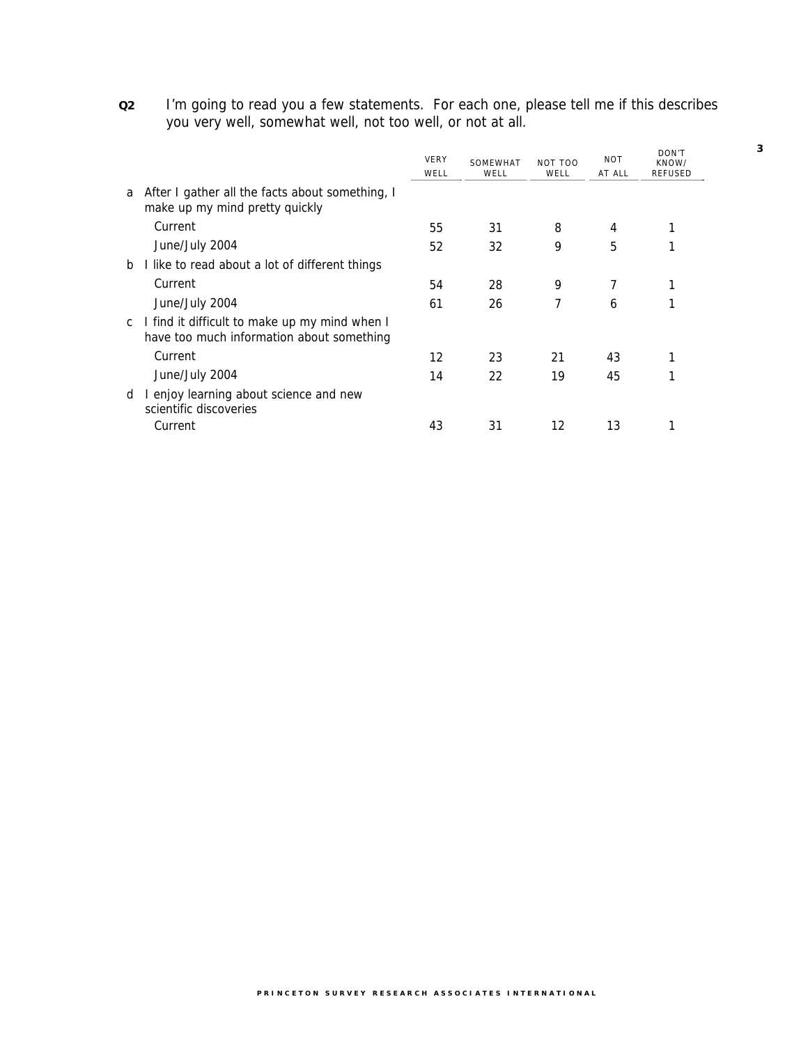**Q2** I'm going to read you a few statements. For each one, please tell me if this describes you very well, somewhat well, not too well, or not at all.

| | VERY WELL | SOMEWHAT WELL | NOT TOO WELL | NOT AT ALL | DON'T KNOW/ REFUSED |
|---|---|---|---|---|---|
| a After I gather all the facts about something, I make up my mind pretty quickly | | | | | |
| Current | 55 | 31 | 8 | 4 | 1 |
| June/July 2004 | 52 | 32 | 9 | 5 | 1 |
| b I like to read about a lot of different things | | | | | |
| Current | 54 | 28 | 9 | 7 | 1 |
| June/July 2004 | 61 | 26 | 7 | 6 | 1 |
| c I find it difficult to make up my mind when I have too much information about something | | | | | |
| Current | 12 | 23 | 21 | 43 | 1 |
| June/July 2004 | 14 | 22 | 19 | 45 | 1 |
| d I enjoy learning about science and new scientific discoveries | | | | | |
| Current | 43 | 31 | 12 | 13 | 1 |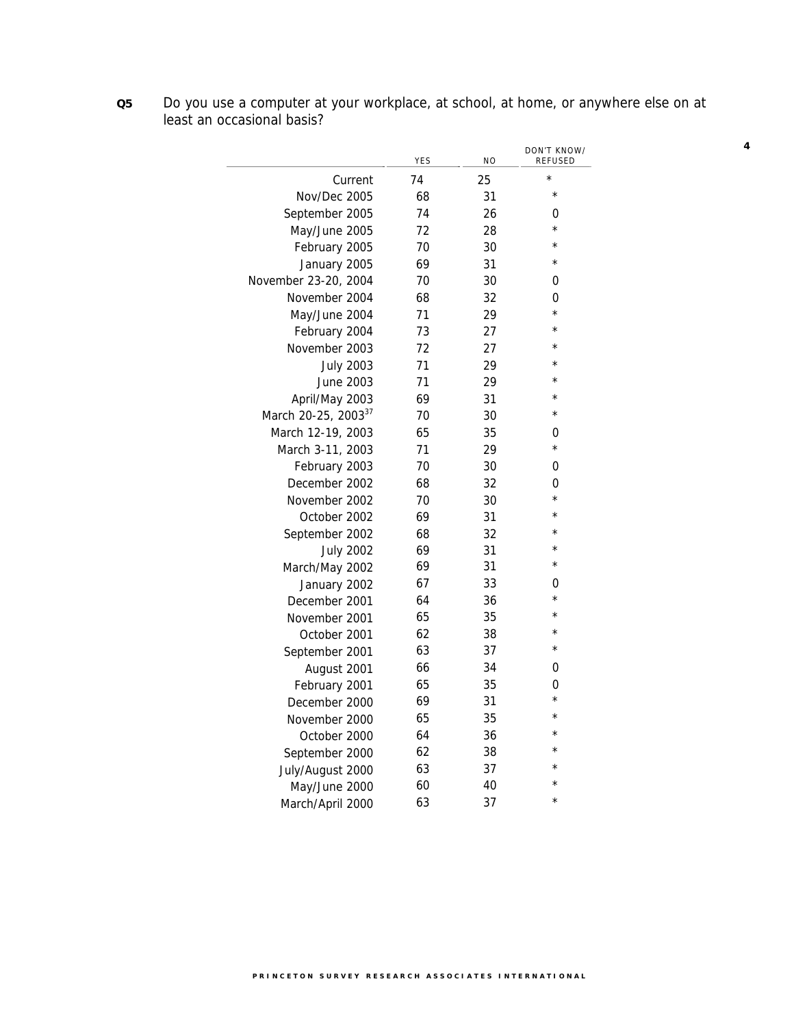**Q5** Do you use a computer at your workplace, at school, at home, or anywhere else on at least an occasional basis?

| | YES | NO | DON'T KNOW/ REFUSED |
|---|---|---|---|
| Current | 74 | 25 | * |
| Nov/Dec 2005 | 68 | 31 | * |
| September 2005 | 74 | 26 | 0 |
| May/June 2005 | 72 | 28 | * |
| February 2005 | 70 | 30 | * |
| January 2005 | 69 | 31 | * |
| November 23-20, 2004 | 70 | 30 | 0 |
| November 2004 | 68 | 32 | 0 |
| May/June 2004 | 71 | 29 | * |
| February 2004 | 73 | 27 | * |
| November 2003 | 72 | 27 | * |
| July 2003 | 71 | 29 | * |
| June 2003 | 71 | 29 | * |
| April/May 2003 | 69 | 31 | * |
| March 20-25, 2003[37] | 70 | 30 | * |
| March 12-19, 2003 | 65 | 35 | 0 |
| March 3-11, 2003 | 71 | 29 | * |
| February 2003 | 70 | 30 | 0 |
| December 2002 | 68 | 32 | 0 |
| November 2002 | 70 | 30 | * |
| October 2002 | 69 | 31 | * |
| September 2002 | 68 | 32 | * |
| July 2002 | 69 | 31 | * |
| March/May 2002 | 69 | 31 | * |
| January 2002 | 67 | 33 | 0 |
| December 2001 | 64 | 36 | * |
| November 2001 | 65 | 35 | * |
| October 2001 | 62 | 38 | * |
| September 2001 | 63 | 37 | * |
| August 2001 | 66 | 34 | 0 |
| February 2001 | 65 | 35 | 0 |
| December 2000 | 69 | 31 | * |
| November 2000 | 65 | 35 | * |
| October 2000 | 64 | 36 | * |
| September 2000 | 62 | 38 | * |
| July/August 2000 | 63 | 37 | * |
| May/June 2000 | 60 | 40 | * |
| March/April 2000 | 63 | 37 | * |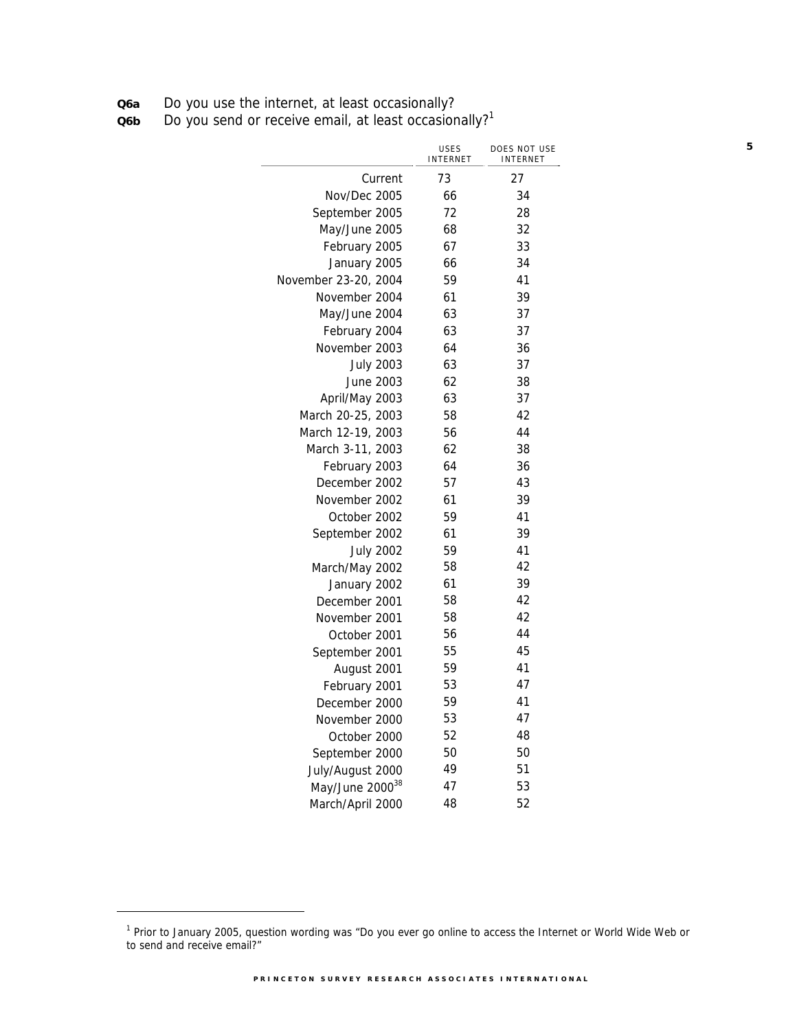**Q6a** Do you use the internet, at least occasionally?

**Q6b** Do you send or receive email, at least occasionally?[1]

| | USES INTERNET | DOES NOT USE INTERNET |
|---|---|---|
| Current | 73 | 27 |
| Nov/Dec 2005 | 66 | 34 |
| September 2005 | 72 | 28 |
| May/June 2005 | 68 | 32 |
| February 2005 | 67 | 33 |
| January 2005 | 66 | 34 |
| November 23-20, 2004 | 59 | 41 |
| November 2004 | 61 | 39 |
| May/June 2004 | 63 | 37 |
| February 2004 | 63 | 37 |
| November 2003 | 64 | 36 |
| July 2003 | 63 | 37 |
| June 2003 | 62 | 38 |
| April/May 2003 | 63 | 37 |
| March 20-25, 2003 | 58 | 42 |
| March 12-19, 2003 | 56 | 44 |
| March 3-11, 2003 | 62 | 38 |
| February 2003 | 64 | 36 |
| December 2002 | 57 | 43 |
| November 2002 | 61 | 39 |
| October 2002 | 59 | 41 |
| September 2002 | 61 | 39 |
| July 2002 | 59 | 41 |
| March/May 2002 | 58 | 42 |
| January 2002 | 61 | 39 |
| December 2001 | 58 | 42 |
| November 2001 | 58 | 42 |
| October 2001 | 56 | 44 |
| September 2001 | 55 | 45 |
| August 2001 | 59 | 41 |
| February 2001 | 53 | 47 |
| December 2000 | 59 | 41 |
| November 2000 | 53 | 47 |
| October 2000 | 52 | 48 |
| September 2000 | 50 | 50 |
| July/August 2000 | 49 | 51 |
| May/June 2000[38] | 47 | 53 |
| March/April 2000 | 48 | 52 |

[1] Prior to January 2005, question wording was "Do you ever go online to access the Internet or World Wide Web or to send and receive email?"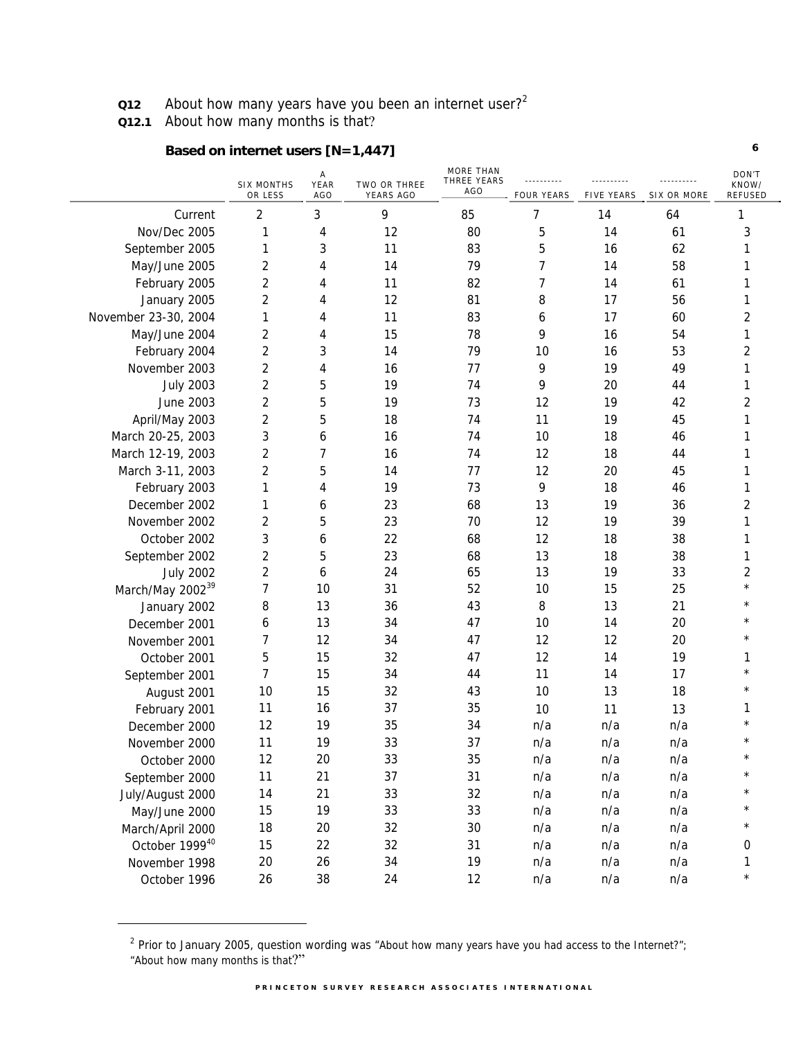**Q12** About how many years have you been an internet user?[2]

**Q12.1** About how many months is that?

**Based on internet users [N=1,447]**

| | SIX MONTHS OR LESS | A YEAR AGO | TWO OR THREE YEARS AGO | MORE THAN THREE YEARS AGO | ---------- FOUR YEARS | ---------- FIVE YEARS | ---------- SIX OR MORE | DON'T KNOW/ REFUSED |
|---|---|---|---|---|---|---|---|---|
| Current | 2 | 3 | 9 | 85 | 7 | 14 | 64 | 1 |
| Nov/Dec 2005 | 1 | 4 | 12 | 80 | 5 | 14 | 61 | 3 |
| September 2005 | 1 | 3 | 11 | 83 | 5 | 16 | 62 | 1 |
| May/June 2005 | 2 | 4 | 14 | 79 | 7 | 14 | 58 | 1 |
| February 2005 | 2 | 4 | 11 | 82 | 7 | 14 | 61 | 1 |
| January 2005 | 2 | 4 | 12 | 81 | 8 | 17 | 56 | 1 |
| November 23-30, 2004 | 1 | 4 | 11 | 83 | 6 | 17 | 60 | 2 |
| May/June 2004 | 2 | 4 | 15 | 78 | 9 | 16 | 54 | 1 |
| February 2004 | 2 | 3 | 14 | 79 | 10 | 16 | 53 | 2 |
| November 2003 | 2 | 4 | 16 | 77 | 9 | 19 | 49 | 1 |
| July 2003 | 2 | 5 | 19 | 74 | 9 | 20 | 44 | 1 |
| June 2003 | 2 | 5 | 19 | 73 | 12 | 19 | 42 | 2 |
| April/May 2003 | 2 | 5 | 18 | 74 | 11 | 19 | 45 | 1 |
| March 20-25, 2003 | 3 | 6 | 16 | 74 | 10 | 18 | 46 | 1 |
| March 12-19, 2003 | 2 | 7 | 16 | 74 | 12 | 18 | 44 | 1 |
| March 3-11, 2003 | 2 | 5 | 14 | 77 | 12 | 20 | 45 | 1 |
| February 2003 | 1 | 4 | 19 | 73 | 9 | 18 | 46 | 1 |
| December 2002 | 1 | 6 | 23 | 68 | 13 | 19 | 36 | 2 |
| November 2002 | 2 | 5 | 23 | 70 | 12 | 19 | 39 | 1 |
| October 2002 | 3 | 6 | 22 | 68 | 12 | 18 | 38 | 1 |
| September 2002 | 2 | 5 | 23 | 68 | 13 | 18 | 38 | 1 |
| July 2002 | 2 | 6 | 24 | 65 | 13 | 19 | 33 | 2 |
| March/May 2002[39] | 7 | 10 | 31 | 52 | 10 | 15 | 25 | * |
| January 2002 | 8 | 13 | 36 | 43 | 8 | 13 | 21 | * |
| December 2001 | 6 | 13 | 34 | 47 | 10 | 14 | 20 | * |
| November 2001 | 7 | 12 | 34 | 47 | 12 | 12 | 20 | * |
| October 2001 | 5 | 15 | 32 | 47 | 12 | 14 | 19 | 1 |
| September 2001 | 7 | 15 | 34 | 44 | 11 | 14 | 17 | * |
| August 2001 | 10 | 15 | 32 | 43 | 10 | 13 | 18 | * |
| February 2001 | 11 | 16 | 37 | 35 | 10 | 11 | 13 | 1 |
| December 2000 | 12 | 19 | 35 | 34 | n/a | n/a | n/a | * |
| November 2000 | 11 | 19 | 33 | 37 | n/a | n/a | n/a | * |
| October 2000 | 12 | 20 | 33 | 35 | n/a | n/a | n/a | * |
| September 2000 | 11 | 21 | 37 | 31 | n/a | n/a | n/a | * |
| July/August 2000 | 14 | 21 | 33 | 32 | n/a | n/a | n/a | * |
| May/June 2000 | 15 | 19 | 33 | 33 | n/a | n/a | n/a | * |
| March/April 2000 | 18 | 20 | 32 | 30 | n/a | n/a | n/a | * |
| October 1999[40] | 15 | 22 | 32 | 31 | n/a | n/a | n/a | 0 |
| November 1998 | 20 | 26 | 34 | 19 | n/a | n/a | n/a | 1 |
| October 1996 | 26 | 38 | 24 | 12 | n/a | n/a | n/a | * |

[2] Prior to January 2005, question wording was "About how many years have you had access to the Internet?"; "About how many months is that?"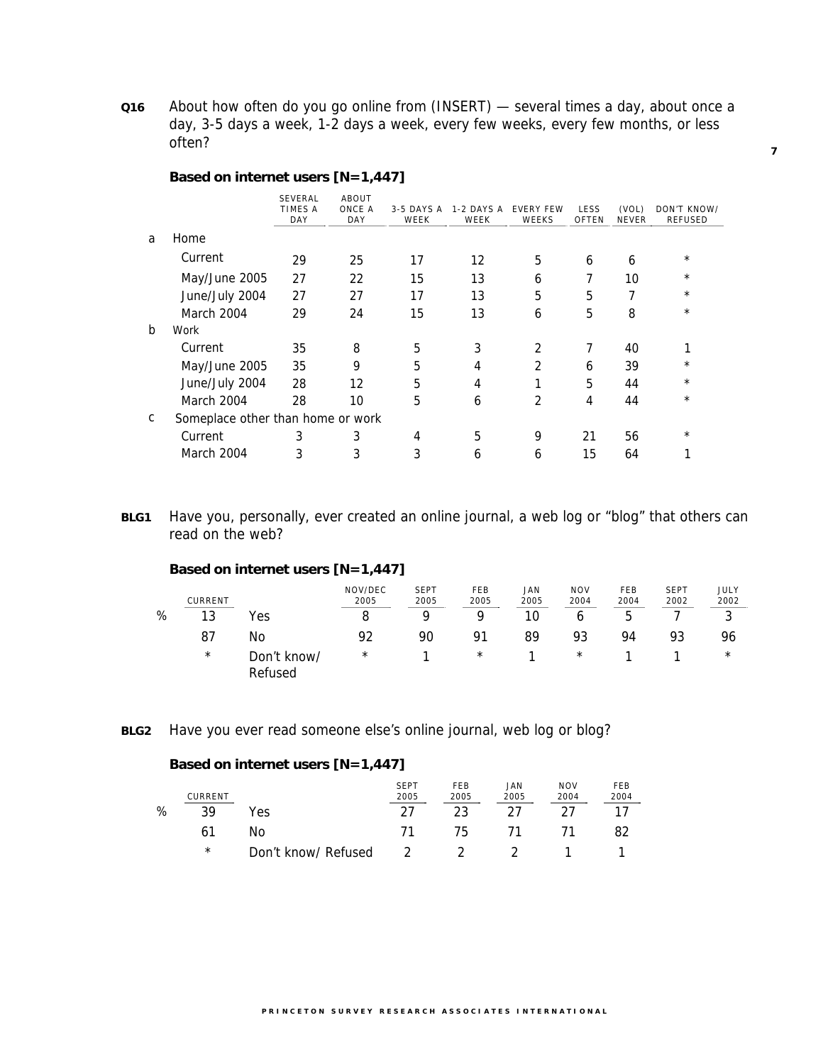**Q16** About how often do you go online from (INSERT) — several times a day, about once a day, 3-5 days a week, 1-2 days a week, every few weeks, every few months, or less often?

**Based on internet users [N=1,447]**

| | | SEVERAL TIMES A DAY | ABOUT ONCE A DAY | 3-5 DAYS A WEEK | 1-2 DAYS A WEEK | EVERY FEW WEEKS | LESS OFTEN | (VOL) NEVER | DON'T KNOW/ REFUSED |
|---|---|---|---|---|---|---|---|---|---|
| a | Home | | | | | | | | |
| | Current | 29 | 25 | 17 | 12 | 5 | 6 | 6 | * |
| | May/June 2005 | 27 | 22 | 15 | 13 | 6 | 7 | 10 | * |
| | June/July 2004 | 27 | 27 | 17 | 13 | 5 | 5 | 7 | * |
| | March 2004 | 29 | 24 | 15 | 13 | 6 | 5 | 8 | * |
| b | Work | | | | | | | | |
| | Current | 35 | 8 | 5 | 3 | 2 | 7 | 40 | 1 |
| | May/June 2005 | 35 | 9 | 5 | 4 | 2 | 6 | 39 | * |
| | June/July 2004 | 28 | 12 | 5 | 4 | 1 | 5 | 44 | * |
| | March 2004 | 28 | 10 | 5 | 6 | 2 | 4 | 44 | * |
| c | Someplace other than home or work | | | | | | | | |
| | Current | 3 | 3 | 4 | 5 | 9 | 21 | 56 | * |
| | March 2004 | 3 | 3 | 3 | 6 | 6 | 15 | 64 | 1 |

**BLG1** Have you, personally, ever created an online journal, a web log or "blog" that others can read on the web?

**Based on internet users [N=1,447]**

| | CURRENT | | NOV/DEC 2005 | SEPT 2005 | FEB 2005 | JAN 2005 | NOV 2004 | FEB 2004 | SEPT 2002 | JULY 2002 |
|---|---|---|---|---|---|---|---|---|---|---|
| % | 13 | Yes | 8 | 9 | 9 | 10 | 6 | 5 | 7 | 3 |
| | 87 | No | 92 | 90 | 91 | 89 | 93 | 94 | 93 | 96 |
| | * | Don't know/ Refused | * | 1 | * | 1 | * | 1 | 1 | * |

**BLG2** Have you ever read someone else's online journal, web log or blog?

**Based on internet users [N=1,447]**

| | CURRENT | | SEPT 2005 | FEB 2005 | JAN 2005 | NOV 2004 | FEB 2004 |
|---|---|---|---|---|---|---|---|
| % | 39 | Yes | 27 | 23 | 27 | 27 | 17 |
| | 61 | No | 71 | 75 | 71 | 71 | 82 |
| | * | Don't know/ Refused | 2 | 2 | 2 | 1 | 1 |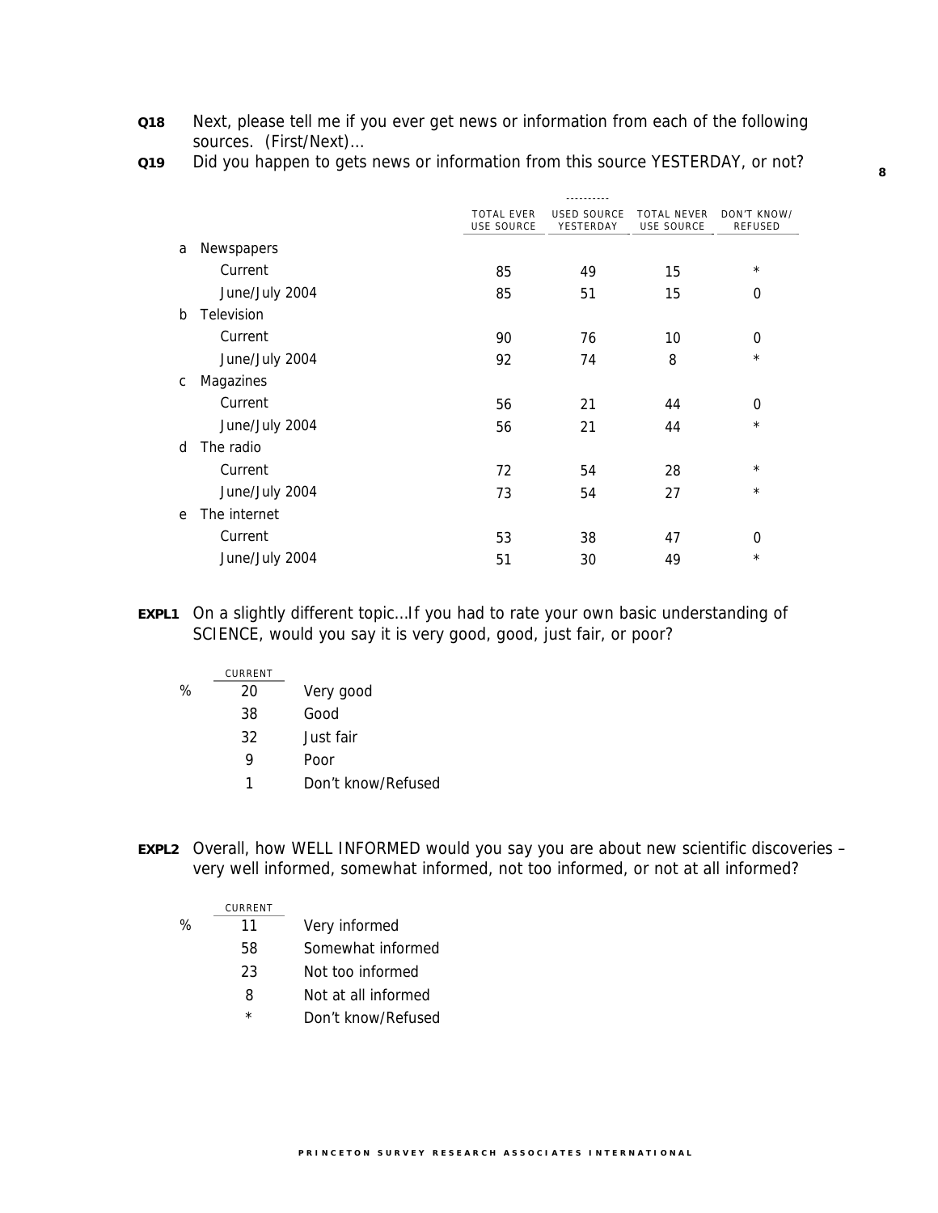**Q18** Next, please tell me if you ever get news or information from each of the following sources. (First/Next)...

**Q19** Did you happen to gets news or information from this source YESTERDAY, or not?

| | TOTAL EVER USE SOURCE | USED SOURCE YESTERDAY | TOTAL NEVER USE SOURCE | DON'T KNOW/ REFUSED |
|---|---|---|---|---|
| a Newspapers | | | | |
| Current | 85 | 49 | 15 | * |
| June/July 2004 | 85 | 51 | 15 | 0 |
| b Television | | | | |
| Current | 90 | 76 | 10 | 0 |
| June/July 2004 | 92 | 74 | 8 | * |
| c Magazines | | | | |
| Current | 56 | 21 | 44 | 0 |
| June/July 2004 | 56 | 21 | 44 | * |
| d The radio | | | | |
| Current | 72 | 54 | 28 | * |
| June/July 2004 | 73 | 54 | 27 | * |
| e The internet | | | | |
| Current | 53 | 38 | 47 | 0 |
| June/July 2004 | 51 | 30 | 49 | * |

**EXPL1** On a slightly different topic...If you had to rate your own basic understanding of SCIENCE, would you say it is very good, good, just fair, or poor?

| | CURRENT | |
|---|---|---|
| % | 20 | Very good |
| | 38 | Good |
| | 32 | Just fair |
| | 9 | Poor |
| | 1 | Don't know/Refused |

**EXPL2** Overall, how WELL INFORMED would you say you are about new scientific discoveries – very well informed, somewhat informed, not too informed, or not at all informed?

| | CURRENT | |
|---|---|---|
| % | 11 | Very informed |
| | 58 | Somewhat informed |
| | 23 | Not too informed |
| | 8 | Not at all informed |
| | * | Don't know/Refused |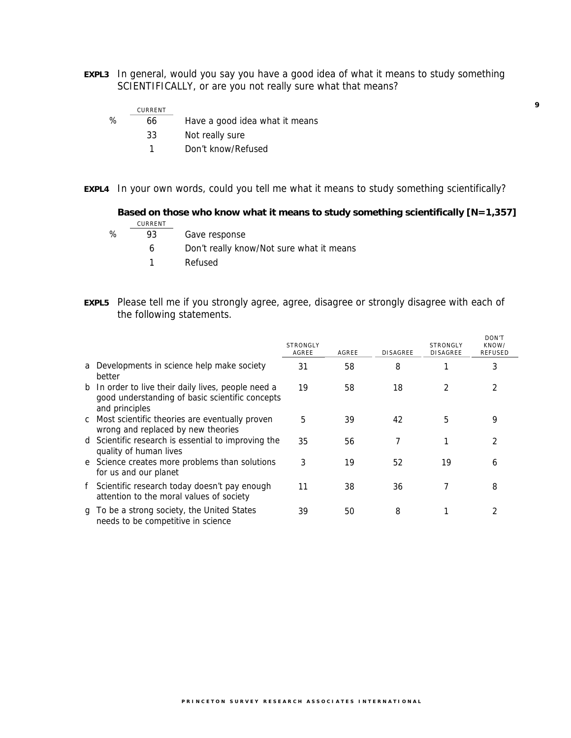**EXPL3** In general, would you say you have a good idea of what it means to study something SCIENTIFICALLY, or are you not really sure what that means?

| | CURRENT | |
|---|---|---|
| % | 66 | Have a good idea what it means |
| | 33 | Not really sure |
| | 1 | Don't know/Refused |

**EXPL4** In your own words, could you tell me what it means to study something scientifically?

**Based on those who know what it means to study something scientifically [N=1,357]**

| | CURRENT | |
|---|---|---|
| % | 93 | Gave response |
| | 6 | Don't really know/Not sure what it means |
| | 1 | Refused |

**EXPL5** Please tell me if you strongly agree, agree, disagree or strongly disagree with each of the following statements.

| | | STRONGLY AGREE | AGREE | DISAGREE | STRONGLY DISAGREE | DON'T KNOW/ REFUSED |
|---|---|---|---|---|---|---|
| a | Developments in science help make society better | 31 | 58 | 8 | 1 | 3 |
| b | In order to live their daily lives, people need a good understanding of basic scientific concepts and principles | 19 | 58 | 18 | 2 | 2 |
| c | Most scientific theories are eventually proven wrong and replaced by new theories | 5 | 39 | 42 | 5 | 9 |
| d | Scientific research is essential to improving the quality of human lives | 35 | 56 | 7 | 1 | 2 |
| e | Science creates more problems than solutions for us and our planet | 3 | 19 | 52 | 19 | 6 |
| f | Scientific research today doesn't pay enough attention to the moral values of society | 11 | 38 | 36 | 7 | 8 |
| g | To be a strong society, the United States needs to be competitive in science | 39 | 50 | 8 | 1 | 2 |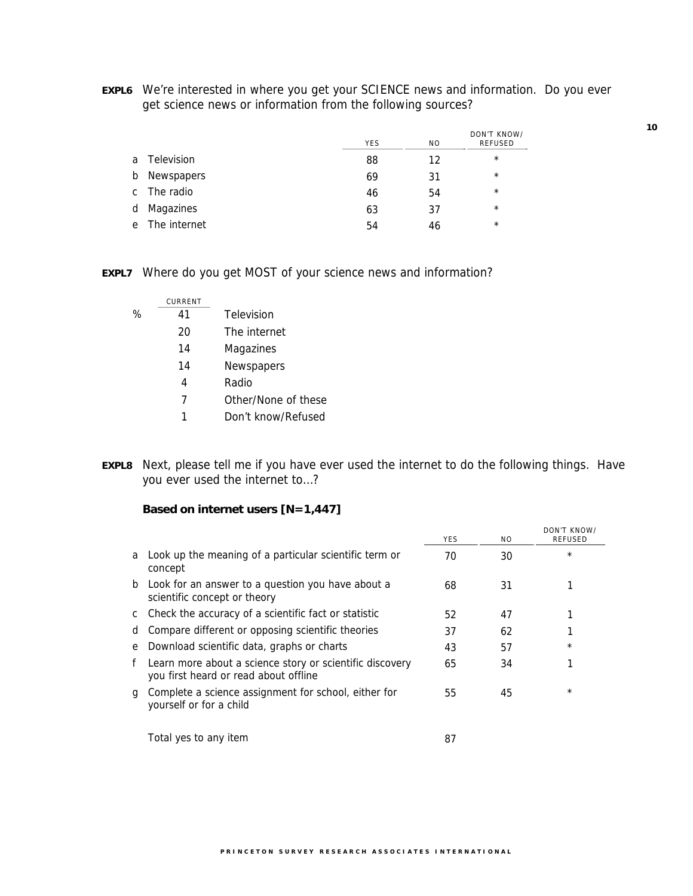**EXPL6** We're interested in where you get your SCIENCE news and information. Do you ever get science news or information from the following sources?

| | YES | NO | DON'T KNOW/ REFUSED |
|---|---|---|---|
| a Television | 88 | 12 | * |
| b Newspapers | 69 | 31 | * |
| c The radio | 46 | 54 | * |
| d Magazines | 63 | 37 | * |
| e The internet | 54 | 46 | * |

**EXPL7** Where do you get MOST of your science news and information?

| | CURRENT | |
|---|---|---|
| % | 41 | Television |
| | 20 | The internet |
| | 14 | Magazines |
| | 14 | Newspapers |
| | 4 | Radio |
| | 7 | Other/None of these |
| | 1 | Don't know/Refused |

**EXPL8** Next, please tell me if you have ever used the internet to do the following things. Have you ever used the internet to...?

**Based on internet users [N=1,447]**

| | YES | NO | DON'T KNOW/ REFUSED |
|---|---|---|---|
| a Look up the meaning of a particular scientific term or concept | 70 | 30 | * |
| b Look for an answer to a question you have about a scientific concept or theory | 68 | 31 | 1 |
| c Check the accuracy of a scientific fact or statistic | 52 | 47 | 1 |
| d Compare different or opposing scientific theories | 37 | 62 | 1 |
| e Download scientific data, graphs or charts | 43 | 57 | * |
| f Learn more about a science story or scientific discovery you first heard or read about offline | 65 | 34 | 1 |
| g Complete a science assignment for school, either for yourself or for a child | 55 | 45 | * |
| Total yes to any item | 87 | | |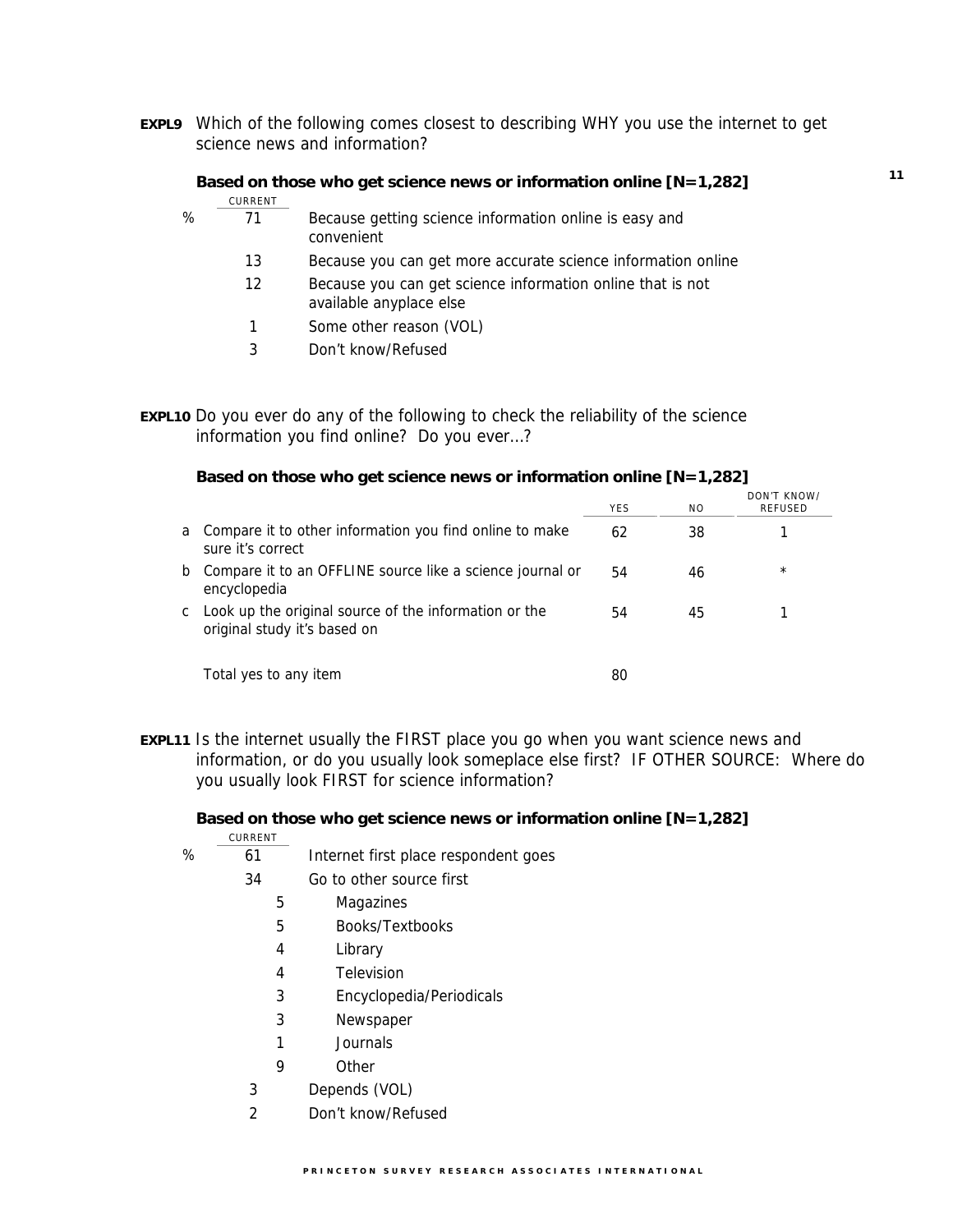**EXPL9** Which of the following comes closest to describing WHY you use the internet to get science news and information?

**Based on those who get science news or information online [N=1,282]**

| | CURRENT | |
|---|---|---|
| % | 71 | Because getting science information online is easy and convenient |
| | 13 | Because you can get more accurate science information online |
| | 12 | Because you can get science information online that is not available anyplace else |
| | 1 | Some other reason (VOL) |
| | 3 | Don't know/Refused |

**EXPL10** Do you ever do any of the following to check the reliability of the science information you find online? Do you ever...?

**Based on those who get science news or information online [N=1,282]**

| | | YES | NO | DON'T KNOW/ REFUSED |
|---|---|---|---|---|
| a | Compare it to other information you find online to make sure it's correct | 62 | 38 | 1 |
| b | Compare it to an OFFLINE source like a science journal or encyclopedia | 54 | 46 | * |
| c | Look up the original source of the information or the original study it's based on | 54 | 45 | 1 |
| | Total yes to any item | 80 | | |

**EXPL11** Is the internet usually the FIRST place you go when you want science news and information, or do you usually look someplace else first? IF OTHER SOURCE: Where do you usually look FIRST for science information?

**Based on those who get science news or information online [N=1,282]**

| | CURRENT | | |
|---|---|---|---|
| % | 61 | | Internet first place respondent goes |
| | 34 | | Go to other source first |
| | | 5 | Magazines |
| | | 5 | Books/Textbooks |
| | | 4 | Library |
| | | 4 | Television |
| | | 3 | Encyclopedia/Periodicals |
| | | 3 | Newspaper |
| | | 1 | Journals |
| | | 9 | Other |
| | 3 | | Depends (VOL) |
| | 2 | | Don't know/Refused |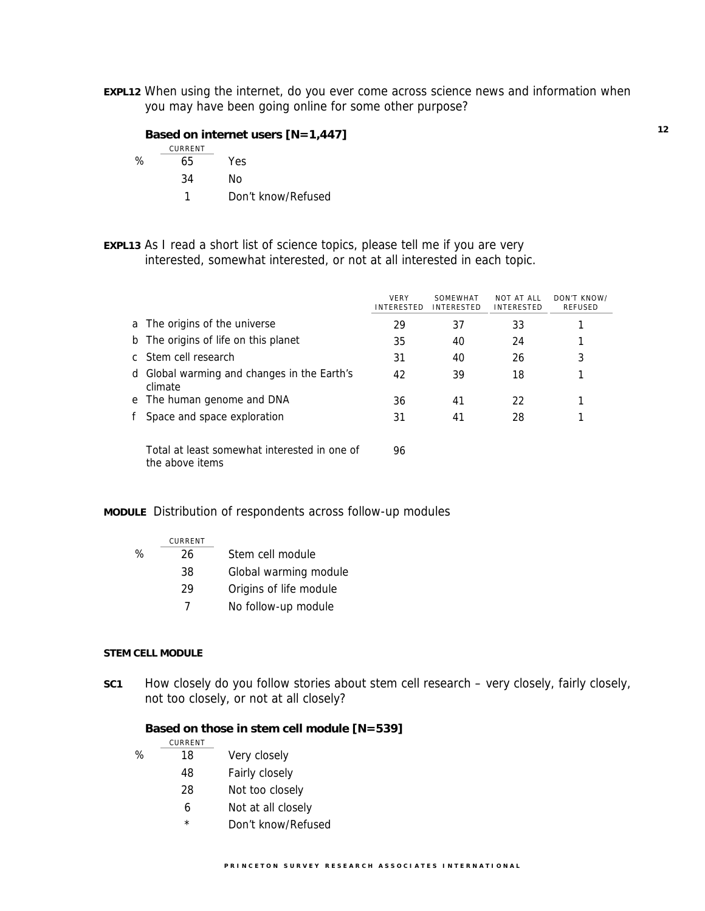**EXPL12** When using the internet, do you ever come across science news and information when you may have been going online for some other purpose?

**Based on internet users [N=1,447]**

| | CURRENT | |
|---|---|---|
| % | 65 | Yes |
| | 34 | No |
| | 1 | Don't know/Refused |

**EXPL13** As I read a short list of science topics, please tell me if you are very interested, somewhat interested, or not at all interested in each topic.

| | VERY INTERESTED | SOMEWHAT INTERESTED | NOT AT ALL INTERESTED | DON'T KNOW/ REFUSED |
|---|---|---|---|---|
| a The origins of the universe | 29 | 37 | 33 | 1 |
| b The origins of life on this planet | 35 | 40 | 24 | 1 |
| c Stem cell research | 31 | 40 | 26 | 3 |
| d Global warming and changes in the Earth's climate | 42 | 39 | 18 | 1 |
| e The human genome and DNA | 36 | 41 | 22 | 1 |
| f Space and space exploration | 31 | 41 | 28 | 1 |
| Total at least somewhat interested in one of the above items | 96 | | | |

**MODULE** Distribution of respondents across follow-up modules

| | CURRENT | |
|---|---|---|
| % | 26 | Stem cell module |
| | 38 | Global warming module |
| | 29 | Origins of life module |
| | 7 | No follow-up module |

**STEM CELL MODULE**

**SC1** How closely do you follow stories about stem cell research – very closely, fairly closely, not too closely, or not at all closely?

**Based on those in stem cell module [N=539]**

| | CURRENT | |
|---|---|---|
| % | 18 | Very closely |
| | 48 | Fairly closely |
| | 28 | Not too closely |
| | 6 | Not at all closely |
| | * | Don't know/Refused |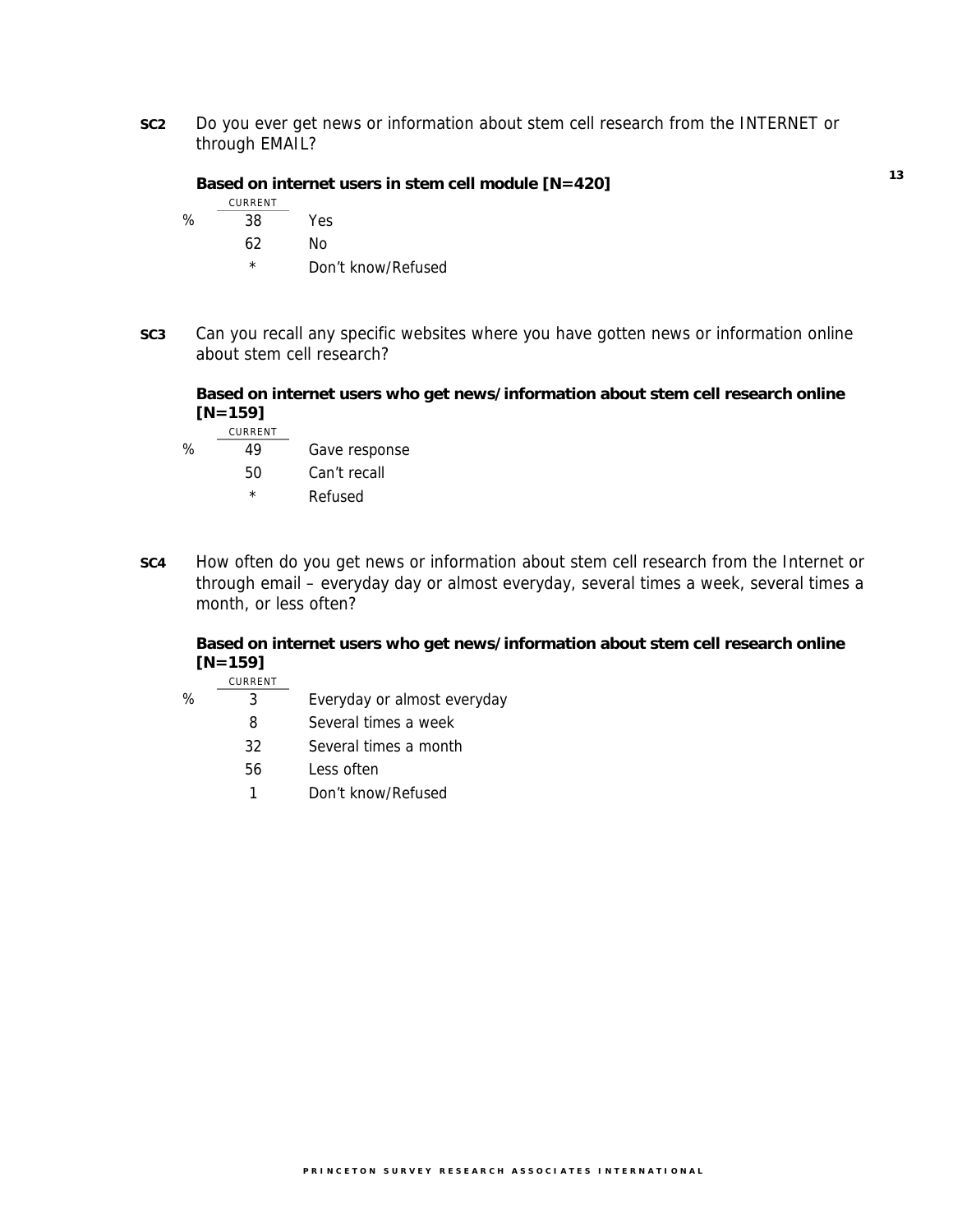**SC2** Do you ever get news or information about stem cell research from the INTERNET or through EMAIL?

**Based on internet users in stem cell module [N=420]**

|   | CURRENT |   |
|---|---|---|
| % | 38 | Yes |
|   | 62 | No |
|   | * | Don't know/Refused |

**SC3** Can you recall any specific websites where you have gotten news or information online about stem cell research?

**Based on internet users who get news/information about stem cell research online [N=159]**

|   | CURRENT |   |
|---|---|---|
| % | 49 | Gave response |
|   | 50 | Can't recall |
|   | * | Refused |

**SC4** How often do you get news or information about stem cell research from the Internet or through email – everyday day or almost everyday, several times a week, several times a month, or less often?

**Based on internet users who get news/information about stem cell research online [N=159]**

|   | CURRENT |   |
|---|---|---|
| % | 3 | Everyday or almost everyday |
|   | 8 | Several times a week |
|   | 32 | Several times a month |
|   | 56 | Less often |
|   | 1 | Don't know/Refused |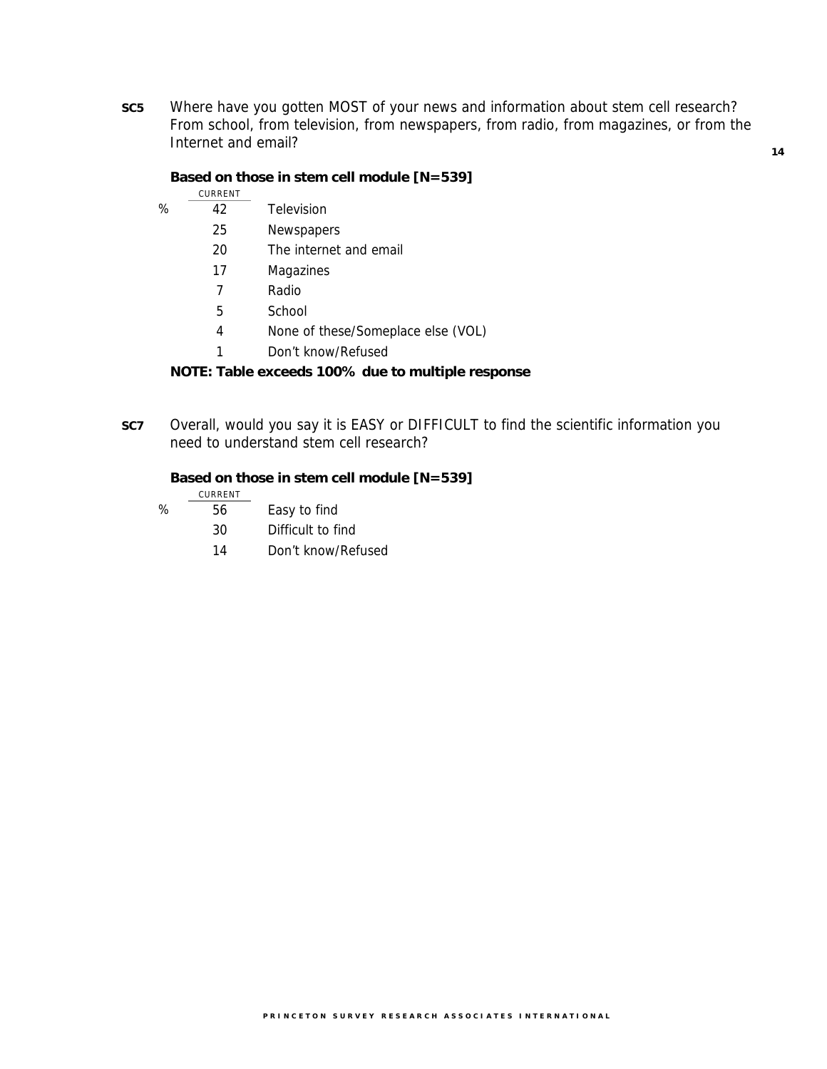**SC5** Where have you gotten MOST of your news and information about stem cell research? From school, from television, from newspapers, from radio, from magazines, or from the Internet and email?

**Based on those in stem cell module [N=539]**

| | CURRENT | |
|---|---|---|
| % | 42 | Television |
| | 25 | Newspapers |
| | 20 | The internet and email |
| | 17 | Magazines |
| | 7 | Radio |
| | 5 | School |
| | 4 | None of these/Someplace else (VOL) |
| | 1 | Don't know/Refused |

**NOTE: Table exceeds 100% due to multiple response**

**SC7** Overall, would you say it is EASY or DIFFICULT to find the scientific information you need to understand stem cell research?

**Based on those in stem cell module [N=539]**

| | CURRENT | |
|---|---|---|
| % | 56 | Easy to find |
| | 30 | Difficult to find |
| | 14 | Don't know/Refused |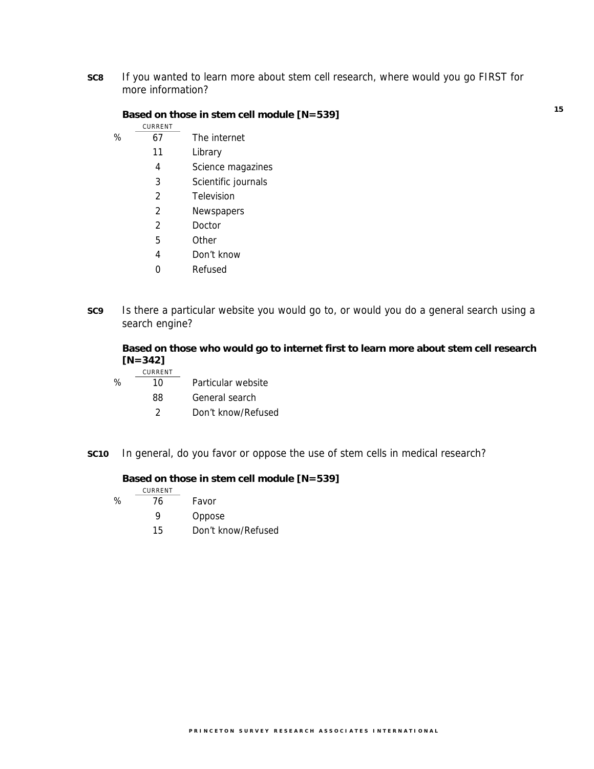**SC8** If you wanted to learn more about stem cell research, where would you go FIRST for more information?

**Based on those in stem cell module [N=539]**

| | CURRENT | |
|---|---|---|
| % | 67 | The internet |
| | 11 | Library |
| | 4 | Science magazines |
| | 3 | Scientific journals |
| | 2 | Television |
| | 2 | Newspapers |
| | 2 | Doctor |
| | 5 | Other |
| | 4 | Don't know |
| | 0 | Refused |

**SC9** Is there a particular website you would go to, or would you do a general search using a search engine?

**Based on those who would go to internet first to learn more about stem cell research [N=342]**

| | CURRENT | |
|---|---|---|
| % | 10 | Particular website |
| | 88 | General search |
| | 2 | Don't know/Refused |

**SC10** In general, do you favor or oppose the use of stem cells in medical research?

**Based on those in stem cell module [N=539]**

| | CURRENT | |
|---|---|---|
| % | 76 | Favor |
| | 9 | Oppose |
| | 15 | Don't know/Refused |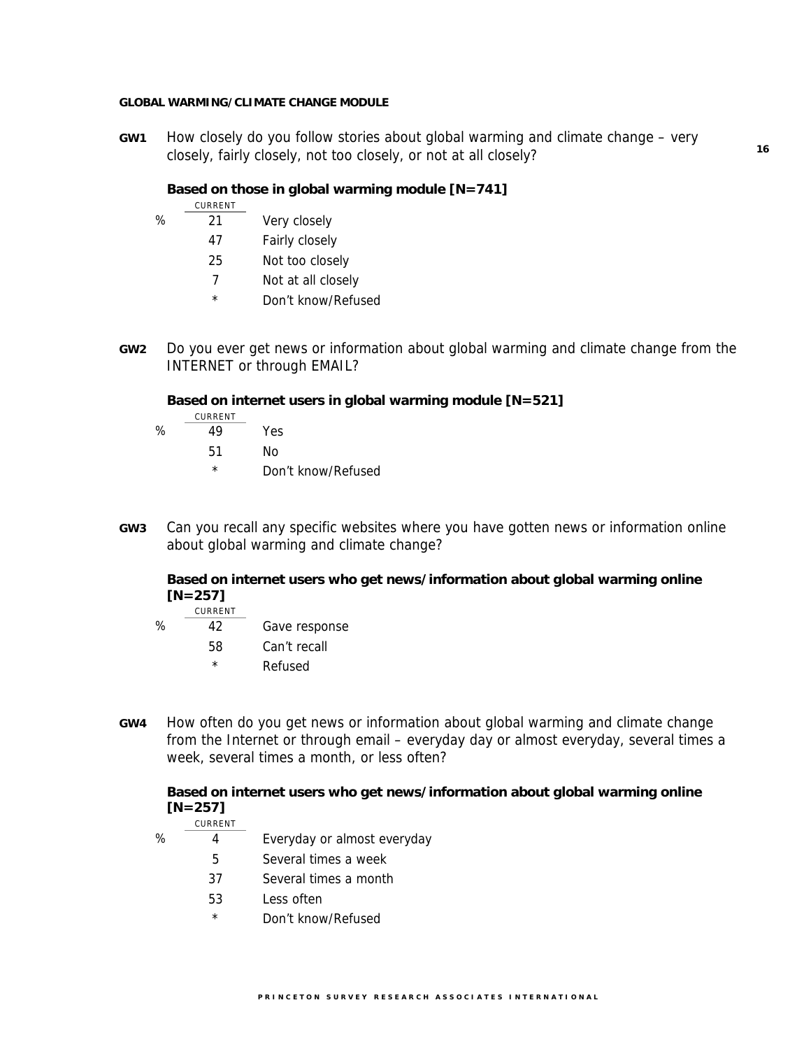**GLOBAL WARMING/CLIMATE CHANGE MODULE**

**GW1** How closely do you follow stories about global warming and climate change – very closely, fairly closely, not too closely, or not at all closely?

**Based on those in global warming module [N=741]**

| | CURRENT | |
|---|---|---|
| % | 21 | Very closely |
| | 47 | Fairly closely |
| | 25 | Not too closely |
| | 7 | Not at all closely |
| | * | Don't know/Refused |

**GW2** Do you ever get news or information about global warming and climate change from the INTERNET or through EMAIL?

**Based on internet users in global warming module [N=521]**

| | CURRENT | |
|---|---|---|
| % | 49 | Yes |
| | 51 | No |
| | * | Don't know/Refused |

**GW3** Can you recall any specific websites where you have gotten news or information online about global warming and climate change?

**Based on internet users who get news/information about global warming online [N=257]**

| | CURRENT | |
|---|---|---|
| % | 42 | Gave response |
| | 58 | Can't recall |
| | * | Refused |

**GW4** How often do you get news or information about global warming and climate change from the Internet or through email – everyday day or almost everyday, several times a week, several times a month, or less often?

**Based on internet users who get news/information about global warming online [N=257]**

| | CURRENT | |
|---|---|---|
| % | 4 | Everyday or almost everyday |
| | 5 | Several times a week |
| | 37 | Several times a month |
| | 53 | Less often |
| | * | Don't know/Refused |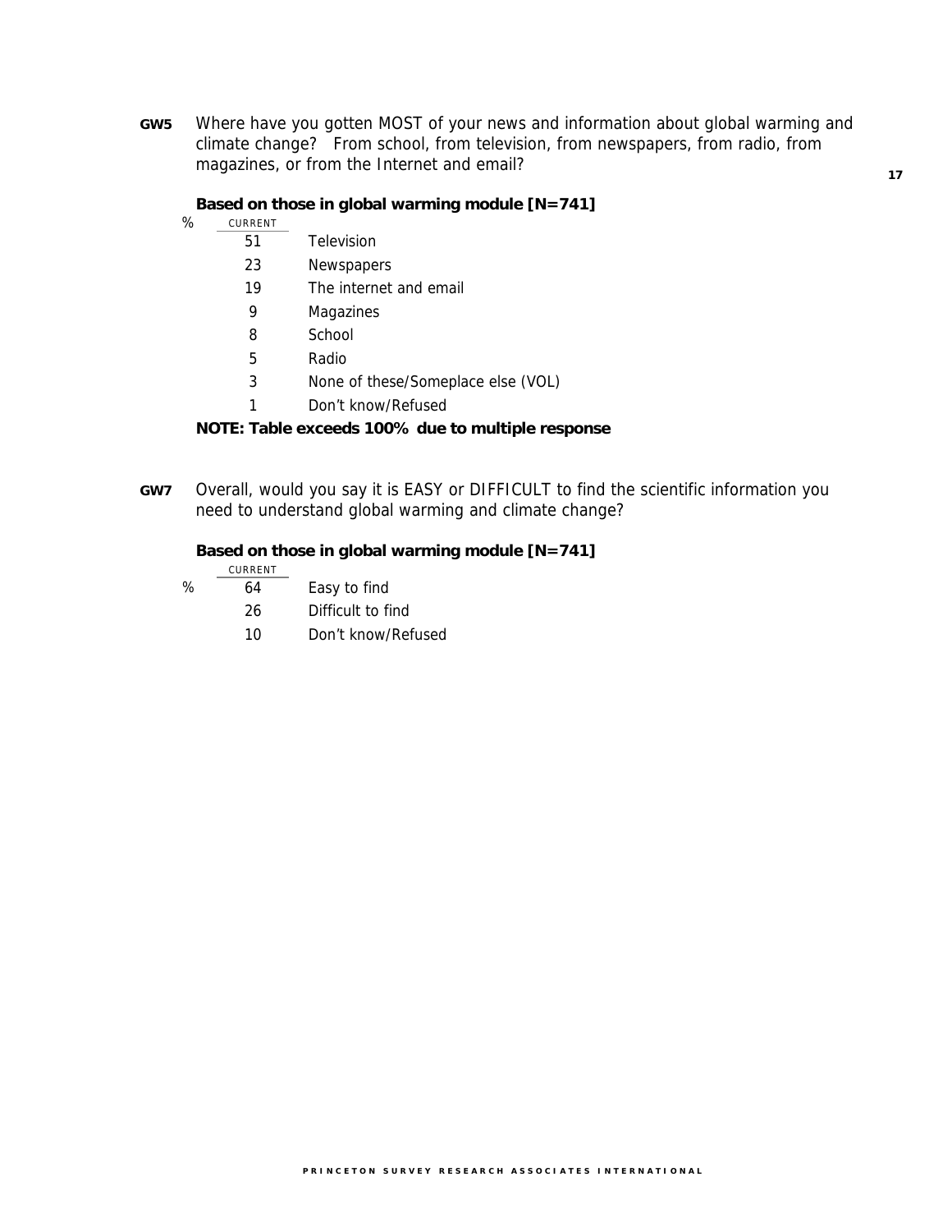**GW5** Where have you gotten MOST of your news and information about global warming and climate change? From school, from television, from newspapers, from radio, from magazines, or from the Internet and email?

**Based on those in global warming module [N=741]**

| % CURRENT | |
|---|---|
| 51 | Television |
| 23 | Newspapers |
| 19 | The internet and email |
| 9 | Magazines |
| 8 | School |
| 5 | Radio |
| 3 | None of these/Someplace else (VOL) |
| 1 | Don't know/Refused |

**NOTE: Table exceeds 100% due to multiple response**

**GW7** Overall, would you say it is EASY or DIFFICULT to find the scientific information you need to understand global warming and climate change?

**Based on those in global warming module [N=741]**

| % CURRENT | |
|---|---|
| 64 | Easy to find |
| 26 | Difficult to find |
| 10 | Don't know/Refused |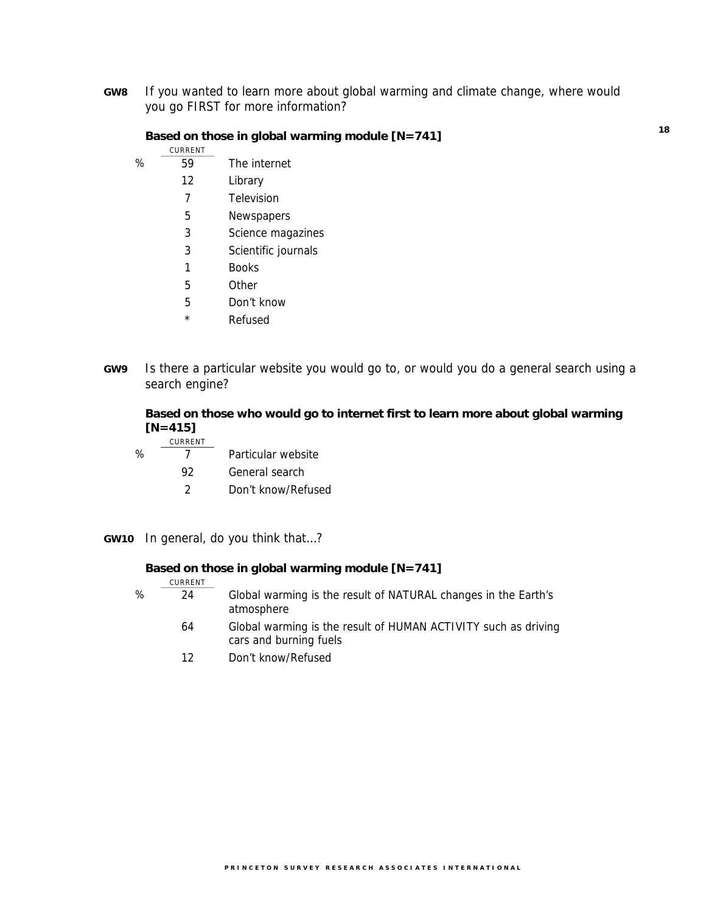**GW8** If you wanted to learn more about global warming and climate change, where would you go FIRST for more information?

**Based on those in global warming module [N=741]**

| | CURRENT | |
|---|---|---|
| % | 59 | The internet |
| | 12 | Library |
| | 7 | Television |
| | 5 | Newspapers |
| | 3 | Science magazines |
| | 3 | Scientific journals |
| | 1 | Books |
| | 5 | Other |
| | 5 | Don't know |
| | * | Refused |

**GW9** Is there a particular website you would go to, or would you do a general search using a search engine?

**Based on those who would go to internet first to learn more about global warming [N=415]**

| | CURRENT | |
|---|---|---|
| % | 7 | Particular website |
| | 92 | General search |
| | 2 | Don't know/Refused |

**GW10** In general, do you think that…?

**Based on those in global warming module [N=741]**

| | CURRENT | |
|---|---|---|
| % | 24 | Global warming is the result of NATURAL changes in the Earth's atmosphere |
| | 64 | Global warming is the result of HUMAN ACTIVITY such as driving cars and burning fuels |
| | 12 | Don't know/Refused |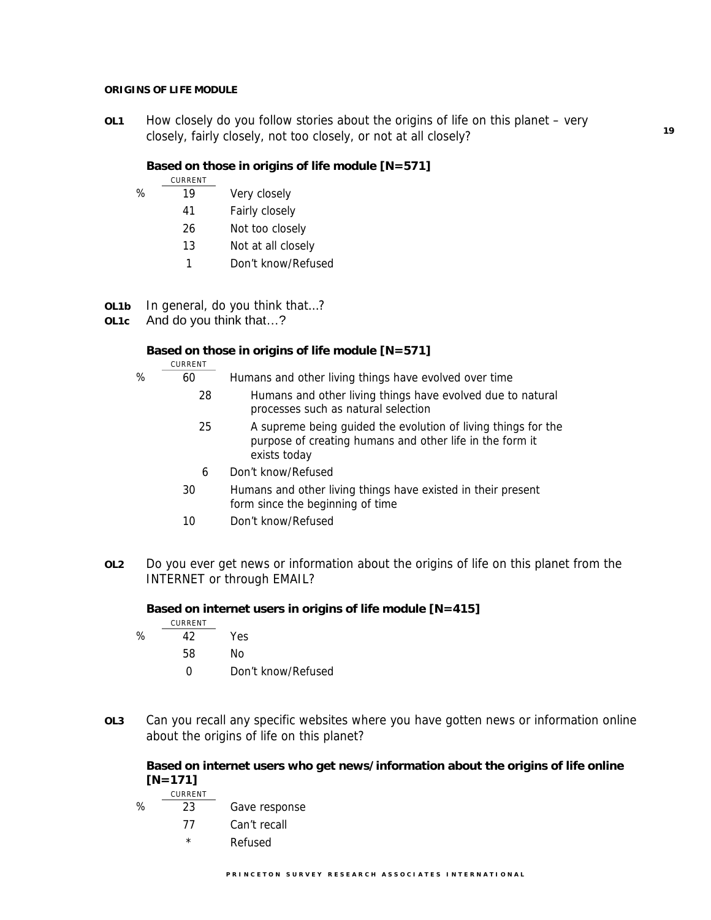**ORIGINS OF LIFE MODULE**

**OL1** How closely do you follow stories about the origins of life on this planet – very closely, fairly closely, not too closely, or not at all closely?

**Based on those in origins of life module [N=571]**

| | CURRENT | |
|---|---|---|
| % | 19 | Very closely |
| | 41 | Fairly closely |
| | 26 | Not too closely |
| | 13 | Not at all closely |
| | 1 | Don't know/Refused |

**OL1b** In general, do you think that…?
**OL1c** And do you think that…?

**Based on those in origins of life module [N=571]**

| | CURRENT | |
|---|---|---|
| % | 60 | Humans and other living things have evolved over time |
| | 28 | Humans and other living things have evolved due to natural processes such as natural selection |
| | 25 | A supreme being guided the evolution of living things for the purpose of creating humans and other life in the form it exists today |
| | 6 | Don't know/Refused |
| | 30 | Humans and other living things have existed in their present form since the beginning of time |
| | 10 | Don't know/Refused |

**OL2** Do you ever get news or information about the origins of life on this planet from the INTERNET or through EMAIL?

**Based on internet users in origins of life module [N=415]**

| | CURRENT | |
|---|---|---|
| % | 42 | Yes |
| | 58 | No |
| | 0 | Don't know/Refused |

**OL3** Can you recall any specific websites where you have gotten news or information online about the origins of life on this planet?

**Based on internet users who get news/information about the origins of life online [N=171]**

| | CURRENT | |
|---|---|---|
| % | 23 | Gave response |
| | 77 | Can't recall |
| | * | Refused |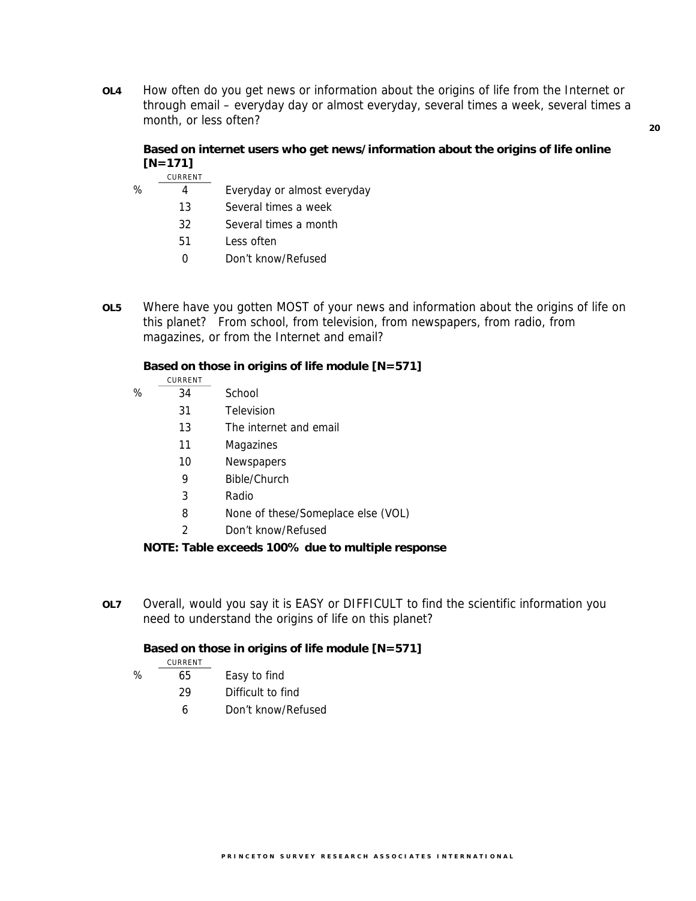**OL4** How often do you get news or information about the origins of life from the Internet or through email – everyday day or almost everyday, several times a week, several times a month, or less often?

**Based on internet users who get news/information about the origins of life online [N=171]**

| | CURRENT | |
|---|---|---|
| % | 4 | Everyday or almost everyday |
| | 13 | Several times a week |
| | 32 | Several times a month |
| | 51 | Less often |
| | 0 | Don't know/Refused |

**OL5** Where have you gotten MOST of your news and information about the origins of life on this planet? From school, from television, from newspapers, from radio, from magazines, or from the Internet and email?

**Based on those in origins of life module [N=571]**

| | CURRENT | |
|---|---|---|
| % | 34 | School |
| | 31 | Television |
| | 13 | The internet and email |
| | 11 | Magazines |
| | 10 | Newspapers |
| | 9 | Bible/Church |
| | 3 | Radio |
| | 8 | None of these/Someplace else (VOL) |
| | 2 | Don't know/Refused |

**NOTE: Table exceeds 100% due to multiple response**

**OL7** Overall, would you say it is EASY or DIFFICULT to find the scientific information you need to understand the origins of life on this planet?

**Based on those in origins of life module [N=571]**

| | CURRENT | |
|---|---|---|
| % | 65 | Easy to find |
| | 29 | Difficult to find |
| | 6 | Don't know/Refused |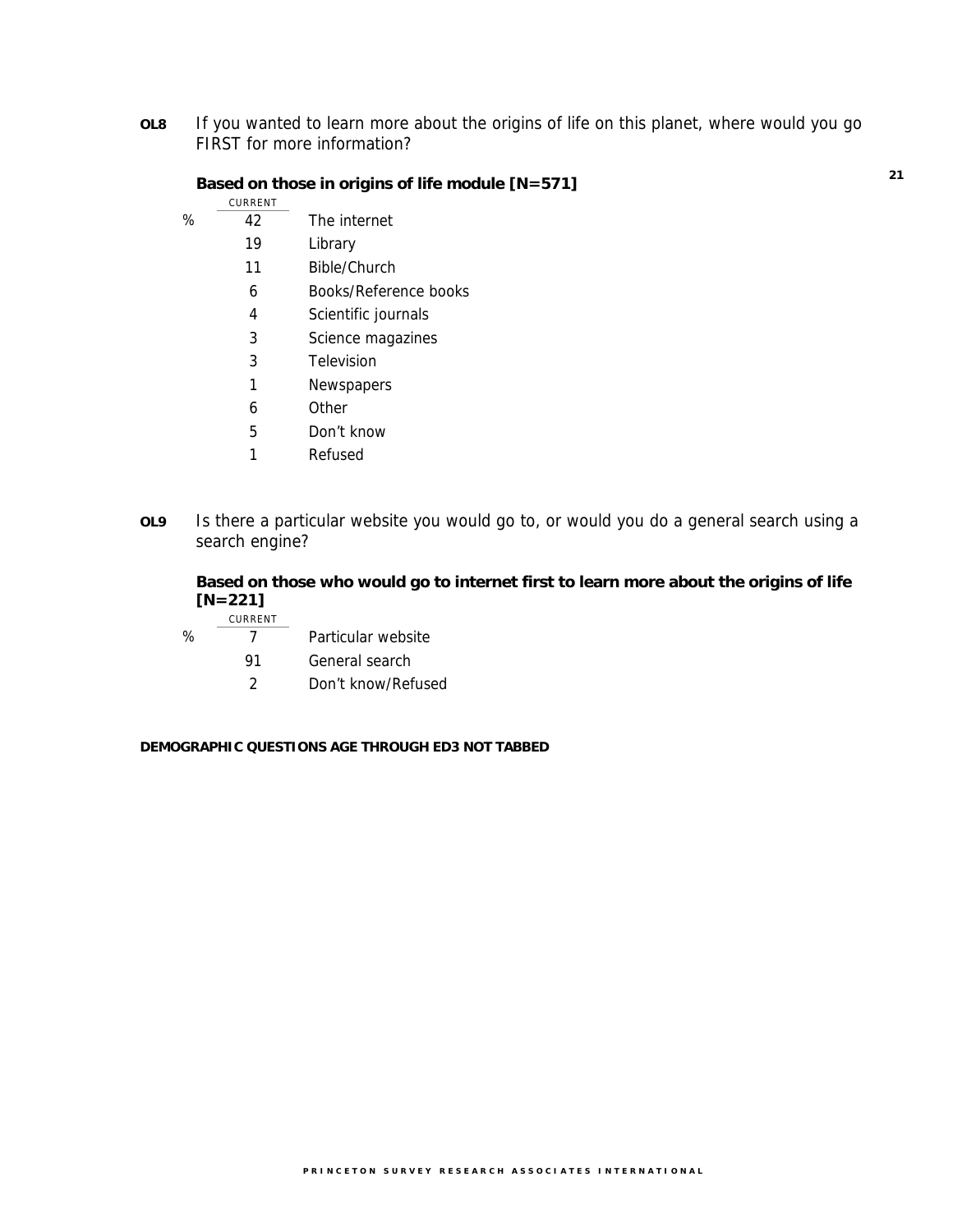**OL8** If you wanted to learn more about the origins of life on this planet, where would you go FIRST for more information?

**Based on those in origins of life module [N=571]**

| | CURRENT | |
|---|---|---|
| % | 42 | The internet |
| | 19 | Library |
| | 11 | Bible/Church |
| | 6 | Books/Reference books |
| | 4 | Scientific journals |
| | 3 | Science magazines |
| | 3 | Television |
| | 1 | Newspapers |
| | 6 | Other |
| | 5 | Don't know |
| | 1 | Refused |

**OL9** Is there a particular website you would go to, or would you do a general search using a search engine?

**Based on those who would go to internet first to learn more about the origins of life [N=221]**

| | CURRENT | |
|---|---|---|
| % | 7 | Particular website |
| | 91 | General search |
| | 2 | Don't know/Refused |

**DEMOGRAPHIC QUESTIONS AGE THROUGH ED3 NOT TABBED**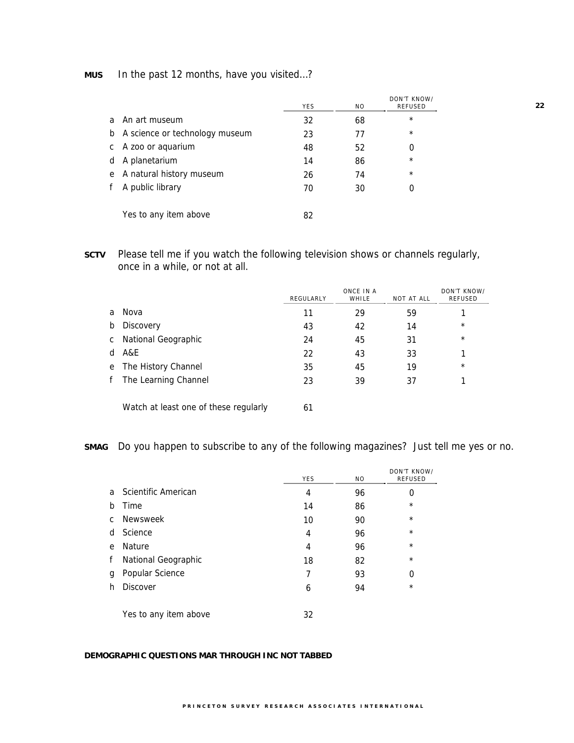**MUS** In the past 12 months, have you visited...?

| | | YES | NO | DON'T KNOW/ REFUSED |
|---|---|---|---|---|
| a | An art museum | 32 | 68 | * |
| b | A science or technology museum | 23 | 77 | * |
| c | A zoo or aquarium | 48 | 52 | 0 |
| d | A planetarium | 14 | 86 | * |
| e | A natural history museum | 26 | 74 | * |
| f | A public library | 70 | 30 | 0 |
| | Yes to any item above | 82 | | |

**SCTV** Please tell me if you watch the following television shows or channels regularly, once in a while, or not at all.

| | | REGULARLY | ONCE IN A WHILE | NOT AT ALL | DON'T KNOW/ REFUSED |
|---|---|---|---|---|---|
| a | Nova | 11 | 29 | 59 | 1 |
| b | Discovery | 43 | 42 | 14 | * |
| c | National Geographic | 24 | 45 | 31 | * |
| d | A&E | 22 | 43 | 33 | 1 |
| e | The History Channel | 35 | 45 | 19 | * |
| f | The Learning Channel | 23 | 39 | 37 | 1 |
| | Watch at least one of these regularly | 61 | | | |

**SMAG** Do you happen to subscribe to any of the following magazines? Just tell me yes or no.

| | | YES | NO | DON'T KNOW/ REFUSED |
|---|---|---|---|---|
| a | Scientific American | 4 | 96 | 0 |
| b | Time | 14 | 86 | * |
| c | Newsweek | 10 | 90 | * |
| d | Science | 4 | 96 | * |
| e | Nature | 4 | 96 | * |
| f | National Geographic | 18 | 82 | * |
| g | Popular Science | 7 | 93 | 0 |
| h | Discover | 6 | 94 | * |
| | Yes to any item above | 32 | | |

**DEMOGRAPHIC QUESTIONS MAR THROUGH INC NOT TABBED**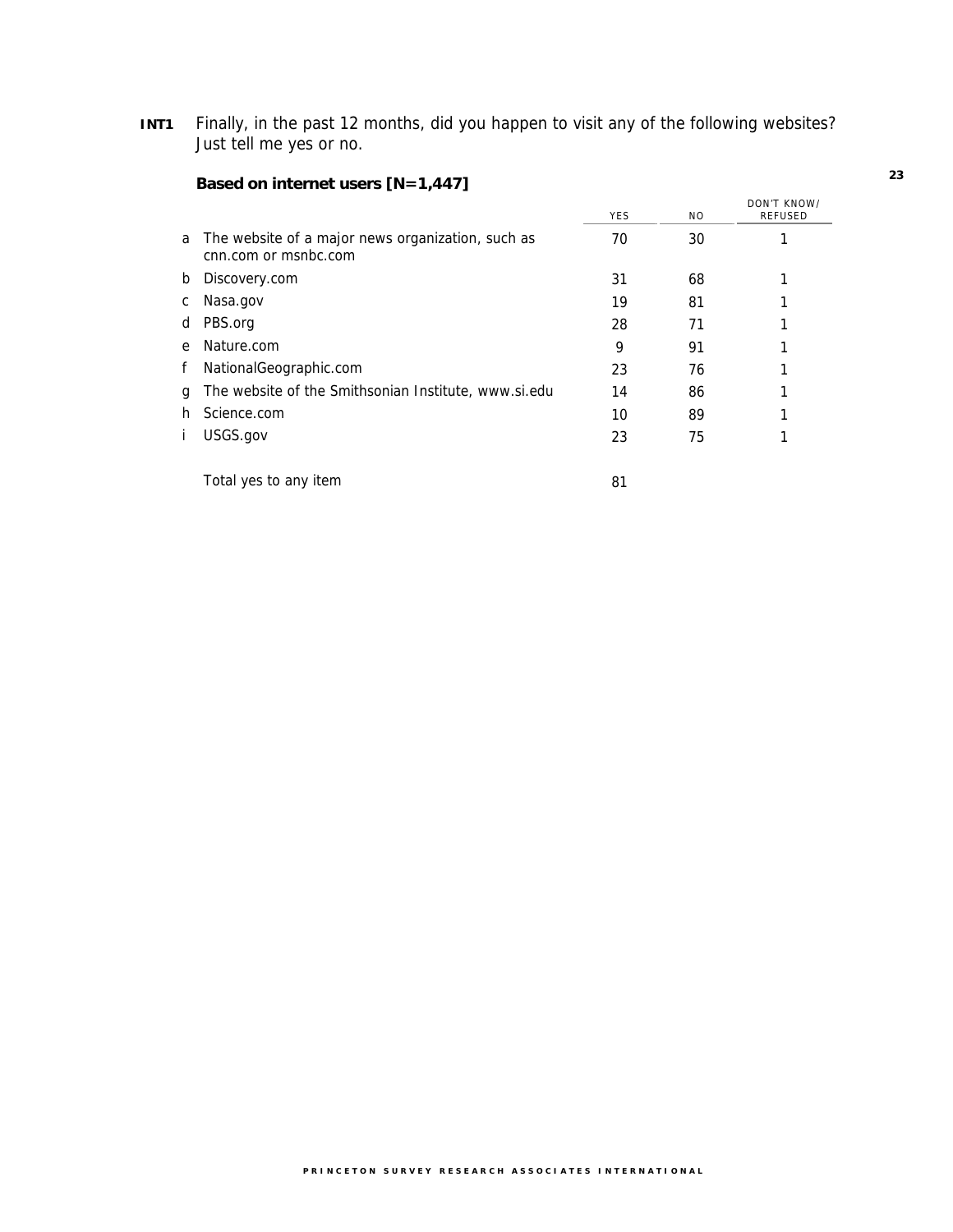**INT1** Finally, in the past 12 months, did you happen to visit any of the following websites? Just tell me yes or no.

**Based on internet users [N=1,447]**

| | | YES | NO | DON'T KNOW/ REFUSED |
|---|---|---|---|---|
| a | The website of a major news organization, such as cnn.com or msnbc.com | 70 | 30 | 1 |
| b | Discovery.com | 31 | 68 | 1 |
| c | Nasa.gov | 19 | 81 | 1 |
| d | PBS.org | 28 | 71 | 1 |
| e | Nature.com | 9 | 91 | 1 |
| f | NationalGeographic.com | 23 | 76 | 1 |
| g | The website of the Smithsonian Institute, www.si.edu | 14 | 86 | 1 |
| h | Science.com | 10 | 89 | 1 |
| i | USGS.gov | 23 | 75 | 1 |
| | Total yes to any item | 81 | | |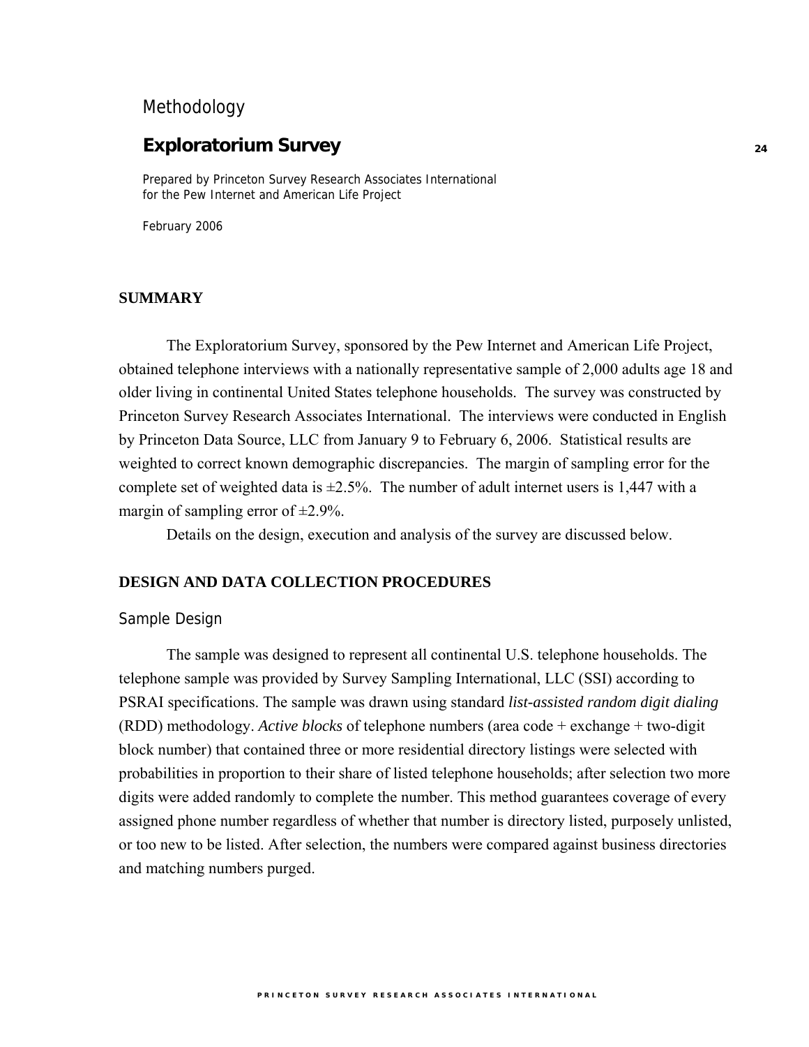Methodology

# Exploratorium Survey

Prepared by Princeton Survey Research Associates International
for the Pew Internet and American Life Project

February 2006

## SUMMARY

The Exploratorium Survey, sponsored by the Pew Internet and American Life Project, obtained telephone interviews with a nationally representative sample of 2,000 adults age 18 and older living in continental United States telephone households. The survey was constructed by Princeton Survey Research Associates International. The interviews were conducted in English by Princeton Data Source, LLC from January 9 to February 6, 2006. Statistical results are weighted to correct known demographic discrepancies. The margin of sampling error for the complete set of weighted data is ±2.5%. The number of adult internet users is 1,447 with a margin of sampling error of ±2.9%.

Details on the design, execution and analysis of the survey are discussed below.

## DESIGN AND DATA COLLECTION PROCEDURES

### Sample Design

The sample was designed to represent all continental U.S. telephone households. The telephone sample was provided by Survey Sampling International, LLC (SSI) according to PSRAI specifications. The sample was drawn using standard *list-assisted random digit dialing* (RDD) methodology. *Active blocks* of telephone numbers (area code + exchange + two-digit block number) that contained three or more residential directory listings were selected with probabilities in proportion to their share of listed telephone households; after selection two more digits were added randomly to complete the number. This method guarantees coverage of every assigned phone number regardless of whether that number is directory listed, purposely unlisted, or too new to be listed. After selection, the numbers were compared against business directories and matching numbers purged.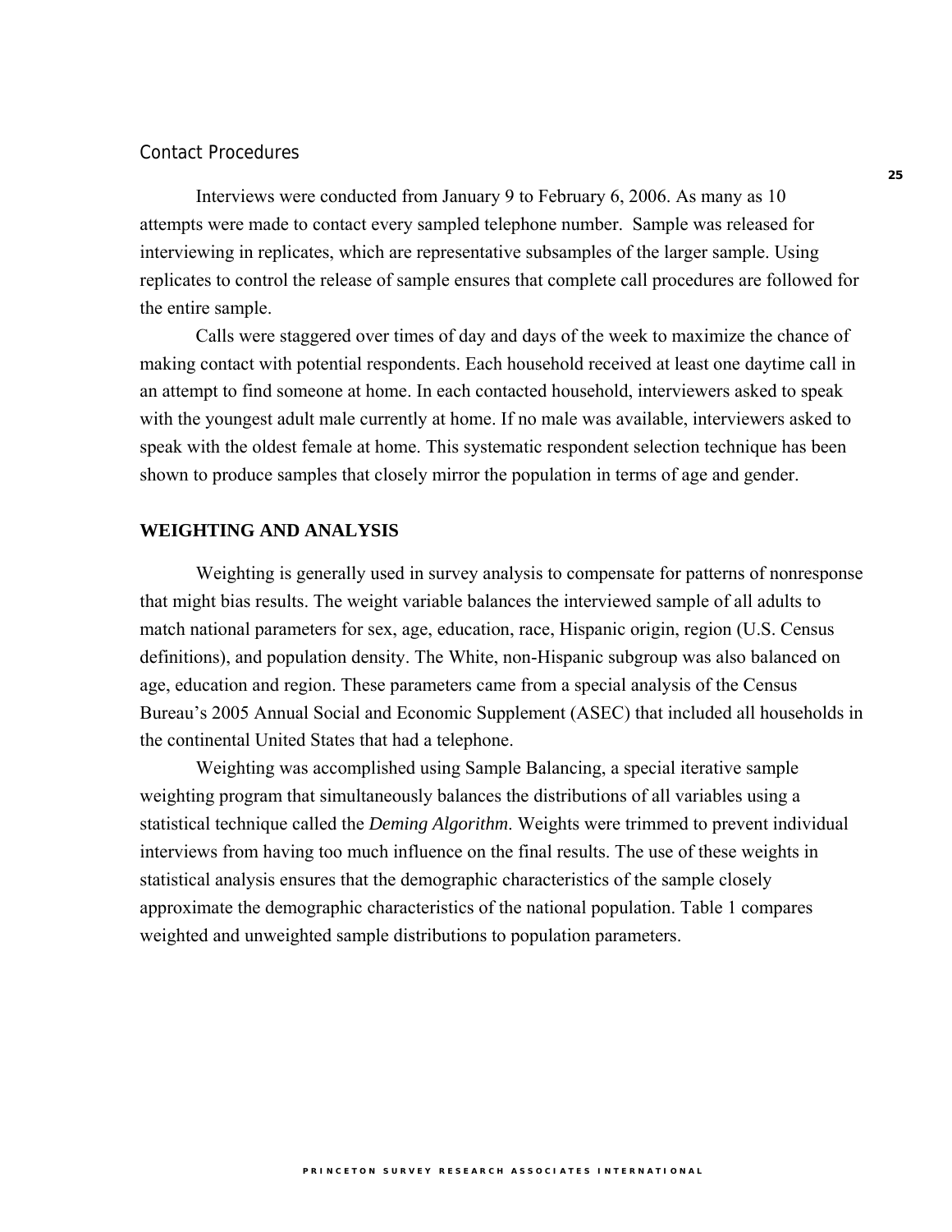### Contact Procedures

Interviews were conducted from January 9 to February 6, 2006. As many as 10 attempts were made to contact every sampled telephone number. Sample was released for interviewing in replicates, which are representative subsamples of the larger sample. Using replicates to control the release of sample ensures that complete call procedures are followed for the entire sample.

Calls were staggered over times of day and days of the week to maximize the chance of making contact with potential respondents. Each household received at least one daytime call in an attempt to find someone at home. In each contacted household, interviewers asked to speak with the youngest adult male currently at home. If no male was available, interviewers asked to speak with the oldest female at home. This systematic respondent selection technique has been shown to produce samples that closely mirror the population in terms of age and gender.

## WEIGHTING AND ANALYSIS

Weighting is generally used in survey analysis to compensate for patterns of nonresponse that might bias results. The weight variable balances the interviewed sample of all adults to match national parameters for sex, age, education, race, Hispanic origin, region (U.S. Census definitions), and population density. The White, non-Hispanic subgroup was also balanced on age, education and region. These parameters came from a special analysis of the Census Bureau's 2005 Annual Social and Economic Supplement (ASEC) that included all households in the continental United States that had a telephone.

Weighting was accomplished using Sample Balancing, a special iterative sample weighting program that simultaneously balances the distributions of all variables using a statistical technique called the *Deming Algorithm*. Weights were trimmed to prevent individual interviews from having too much influence on the final results. The use of these weights in statistical analysis ensures that the demographic characteristics of the sample closely approximate the demographic characteristics of the national population. Table 1 compares weighted and unweighted sample distributions to population parameters.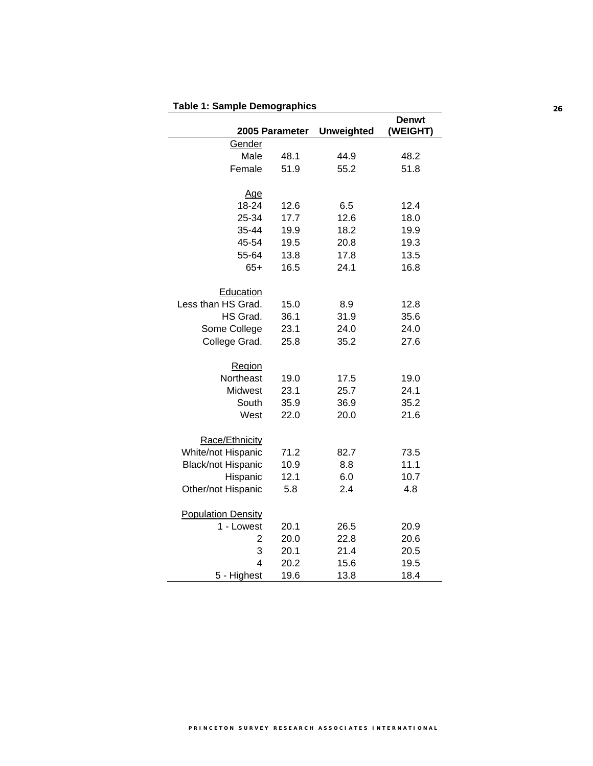**Table 1: Sample Demographics**

| | 2005 Parameter | Unweighted | Denwt (WEIGHT) |
|---|---|---|---|
| Gender | | | |
| Male | 48.1 | 44.9 | 48.2 |
| Female | 51.9 | 55.2 | 51.8 |
| | | | |
| Age | | | |
| 18-24 | 12.6 | 6.5 | 12.4 |
| 25-34 | 17.7 | 12.6 | 18.0 |
| 35-44 | 19.9 | 18.2 | 19.9 |
| 45-54 | 19.5 | 20.8 | 19.3 |
| 55-64 | 13.8 | 17.8 | 13.5 |
| 65+ | 16.5 | 24.1 | 16.8 |
| | | | |
| Education | | | |
| Less than HS Grad. | 15.0 | 8.9 | 12.8 |
| HS Grad. | 36.1 | 31.9 | 35.6 |
| Some College | 23.1 | 24.0 | 24.0 |
| College Grad. | 25.8 | 35.2 | 27.6 |
| | | | |
| Region | | | |
| Northeast | 19.0 | 17.5 | 19.0 |
| Midwest | 23.1 | 25.7 | 24.1 |
| South | 35.9 | 36.9 | 35.2 |
| West | 22.0 | 20.0 | 21.6 |
| | | | |
| Race/Ethnicity | | | |
| White/not Hispanic | 71.2 | 82.7 | 73.5 |
| Black/not Hispanic | 10.9 | 8.8 | 11.1 |
| Hispanic | 12.1 | 6.0 | 10.7 |
| Other/not Hispanic | 5.8 | 2.4 | 4.8 |
| | | | |
| Population Density | | | |
| 1 - Lowest | 20.1 | 26.5 | 20.9 |
| 2 | 20.0 | 22.8 | 20.6 |
| 3 | 20.1 | 21.4 | 20.5 |
| 4 | 20.2 | 15.6 | 19.5 |
| 5 - Highest | 19.6 | 13.8 | 18.4 |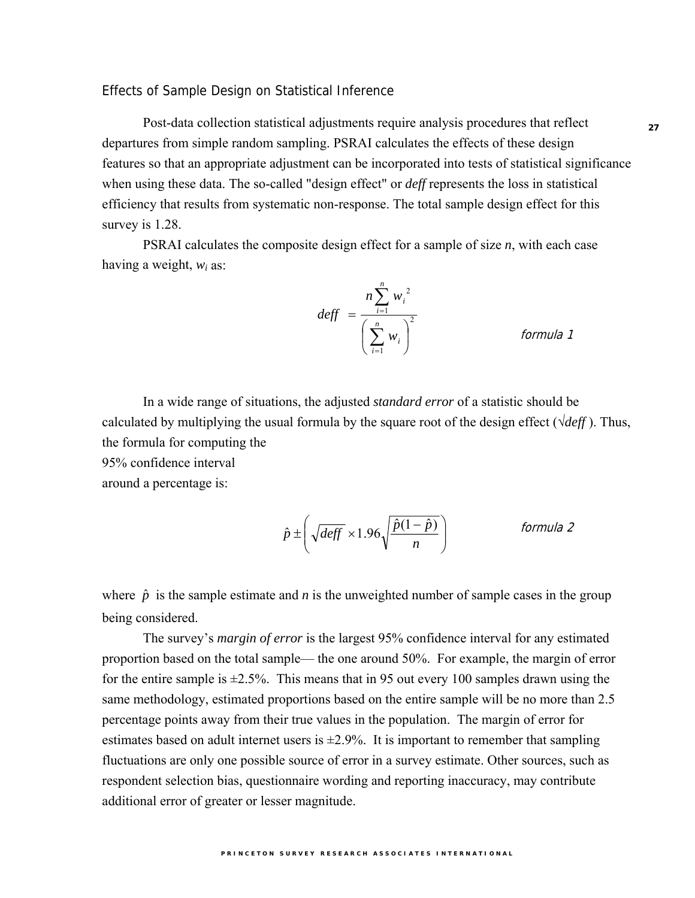## Effects of Sample Design on Statistical Inference

Post-data collection statistical adjustments require analysis procedures that reflect departures from simple random sampling. PSRAI calculates the effects of these design features so that an appropriate adjustment can be incorporated into tests of statistical significance when using these data. The so-called "design effect" or *deff* represents the loss in statistical efficiency that results from systematic non-response. The total sample design effect for this survey is 1.28.

PSRAI calculates the composite design effect for a sample of size *n*, with each case having a weight, $w_i$ as:

$$deff = \frac{n \sum_{i=1}^{n} w_i^2}{\left( \sum_{i=1}^{n} w_i \right)^2} \qquad \textit{formula 1}$$

In a wide range of situations, the adjusted *standard error* of a statistic should be calculated by multiplying the usual formula by the square root of the design effect ($\sqrt{deff}$). Thus, the formula for computing the 95% confidence interval around a percentage is:

$$\hat{p} \pm \left( \sqrt{deff} \times 1.96 \sqrt{\frac{\hat{p}(1-\hat{p})}{n}} \right) \qquad \textit{formula 2}$$

where $\hat{p}$ is the sample estimate and *n* is the unweighted number of sample cases in the group being considered.

The survey's *margin of error* is the largest 95% confidence interval for any estimated proportion based on the total sample— the one around 50%. For example, the margin of error for the entire sample is ±2.5%. This means that in 95 out every 100 samples drawn using the same methodology, estimated proportions based on the entire sample will be no more than 2.5 percentage points away from their true values in the population. The margin of error for estimates based on adult internet users is ±2.9%. It is important to remember that sampling fluctuations are only one possible source of error in a survey estimate. Other sources, such as respondent selection bias, questionnaire wording and reporting inaccuracy, may contribute additional error of greater or lesser magnitude.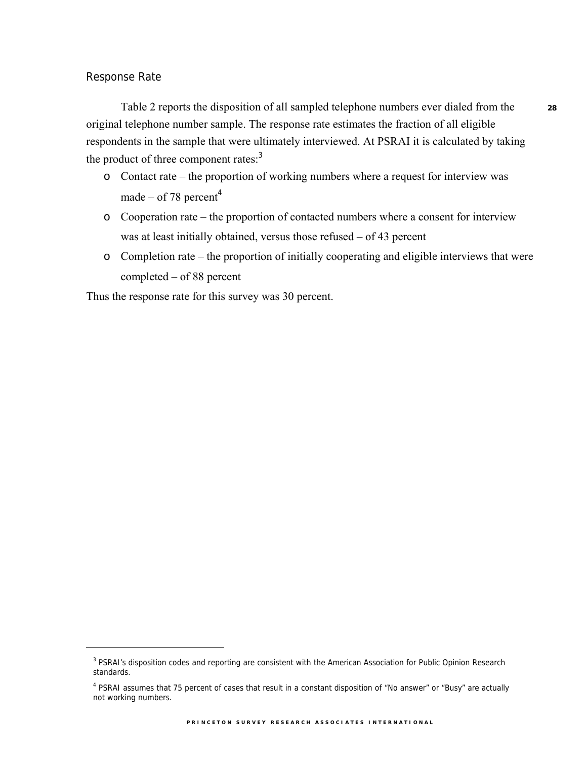## Response Rate

Table 2 reports the disposition of all sampled telephone numbers ever dialed from the original telephone number sample. The response rate estimates the fraction of all eligible respondents in the sample that were ultimately interviewed. At PSRAI it is calculated by taking the product of three component rates:[3]

- Contact rate – the proportion of working numbers where a request for interview was made – of 78 percent[4]
- Cooperation rate – the proportion of contacted numbers where a consent for interview was at least initially obtained, versus those refused – of 43 percent
- Completion rate – the proportion of initially cooperating and eligible interviews that were completed – of 88 percent

Thus the response rate for this survey was 30 percent.

---

[3] PSRAI's disposition codes and reporting are consistent with the American Association for Public Opinion Research standards.

[4] PSRAI assumes that 75 percent of cases that result in a constant disposition of "No answer" or "Busy" are actually not working numbers.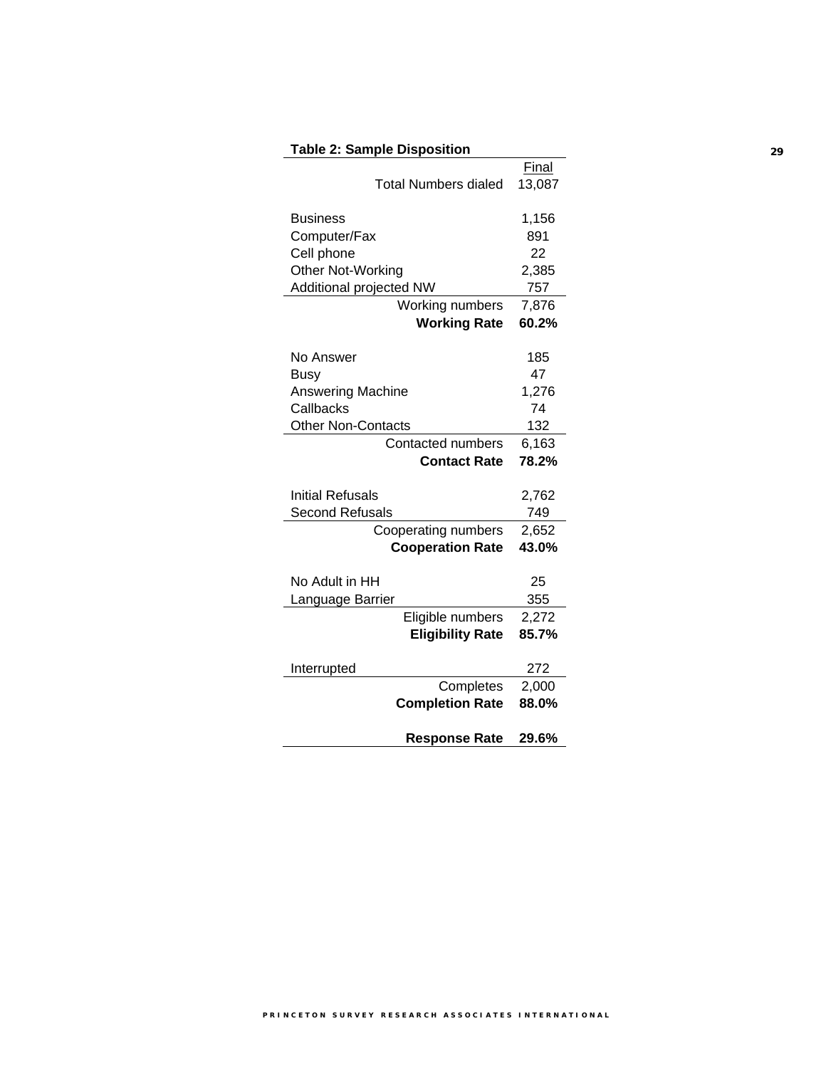**Table 2: Sample Disposition**

| | Final |
|---|---|
| Total Numbers dialed | 13,087 |
| | |
| Business | 1,156 |
| Computer/Fax | 891 |
| Cell phone | 22 |
| Other Not-Working | 2,385 |
| Additional projected NW | 757 |
| Working numbers | 7,876 |
| **Working Rate** | **60.2%** |
| | |
| No Answer | 185 |
| Busy | 47 |
| Answering Machine | 1,276 |
| Callbacks | 74 |
| Other Non-Contacts | 132 |
| Contacted numbers | 6,163 |
| **Contact Rate** | **78.2%** |
| | |
| Initial Refusals | 2,762 |
| Second Refusals | 749 |
| Cooperating numbers | 2,652 |
| **Cooperation Rate** | **43.0%** |
| | |
| No Adult in HH | 25 |
| Language Barrier | 355 |
| Eligible numbers | 2,272 |
| **Eligibility Rate** | **85.7%** |
| | |
| Interrupted | 272 |
| Completes | 2,000 |
| **Completion Rate** | **88.0%** |
| | |
| **Response Rate** | **29.6%** |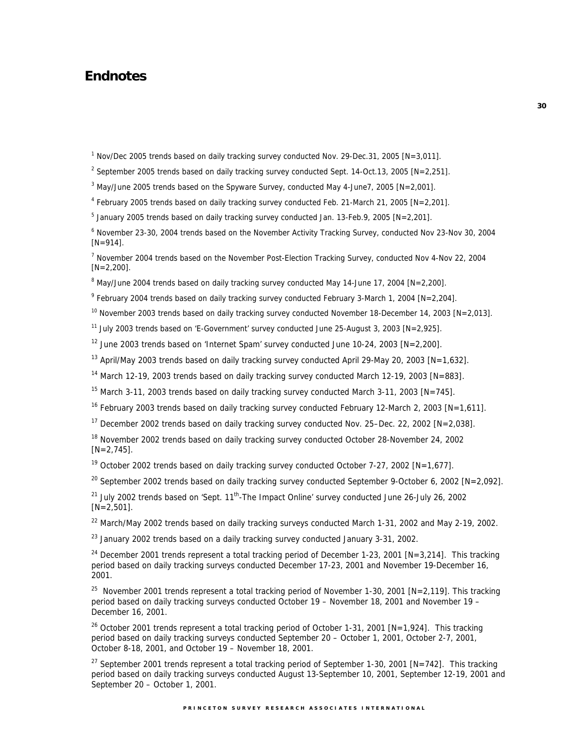# Endnotes

[1] Nov/Dec 2005 trends based on daily tracking survey conducted Nov. 29-Dec.31, 2005 [N=3,011].

[2] September 2005 trends based on daily tracking survey conducted Sept. 14-Oct.13, 2005 [N=2,251].

[3] May/June 2005 trends based on the Spyware Survey, conducted May 4-June7, 2005 [N=2,001].

[4] February 2005 trends based on daily tracking survey conducted Feb. 21-March 21, 2005 [N=2,201].

[5] January 2005 trends based on daily tracking survey conducted Jan. 13-Feb.9, 2005 [N=2,201].

[6] November 23-30, 2004 trends based on the November Activity Tracking Survey, conducted Nov 23-Nov 30, 2004 [N=914].

[7] November 2004 trends based on the November Post-Election Tracking Survey, conducted Nov 4-Nov 22, 2004 [N=2,200].

[8] May/June 2004 trends based on daily tracking survey conducted May 14-June 17, 2004 [N=2,200].

[9] February 2004 trends based on daily tracking survey conducted February 3-March 1, 2004 [N=2,204].

[10] November 2003 trends based on daily tracking survey conducted November 18-December 14, 2003 [N=2,013].

[11] July 2003 trends based on 'E-Government' survey conducted June 25-August 3, 2003 [N=2,925].

[12] June 2003 trends based on 'Internet Spam' survey conducted June 10-24, 2003 [N=2,200].

[13] April/May 2003 trends based on daily tracking survey conducted April 29-May 20, 2003 [N=1,632].

[14] March 12-19, 2003 trends based on daily tracking survey conducted March 12-19, 2003 [N=883].

[15] March 3-11, 2003 trends based on daily tracking survey conducted March 3-11, 2003 [N=745].

[16] February 2003 trends based on daily tracking survey conducted February 12-March 2, 2003 [N=1,611].

[17] December 2002 trends based on daily tracking survey conducted Nov. 25–Dec. 22, 2002 [N=2,038].

[18] November 2002 trends based on daily tracking survey conducted October 28-November 24, 2002 [N=2,745].

[19] October 2002 trends based on daily tracking survey conducted October 7-27, 2002 [N=1,677].

[20] September 2002 trends based on daily tracking survey conducted September 9-October 6, 2002 [N=2,092].

[21] July 2002 trends based on 'Sept. 11th-The Impact Online' survey conducted June 26-July 26, 2002 [N=2,501].

[22] March/May 2002 trends based on daily tracking surveys conducted March 1-31, 2002 and May 2-19, 2002.

[23] January 2002 trends based on a daily tracking survey conducted January 3-31, 2002.

[24] December 2001 trends represent a total tracking period of December 1-23, 2001 [N=3,214]. This tracking period based on daily tracking surveys conducted December 17-23, 2001 and November 19-December 16, 2001.

[25] November 2001 trends represent a total tracking period of November 1-30, 2001 [N=2,119]. This tracking period based on daily tracking surveys conducted October 19 – November 18, 2001 and November 19 – December 16, 2001.

[26] October 2001 trends represent a total tracking period of October 1-31, 2001 [N=1,924]. This tracking period based on daily tracking surveys conducted September 20 – October 1, 2001, October 2-7, 2001, October 8-18, 2001, and October 19 – November 18, 2001.

[27] September 2001 trends represent a total tracking period of September 1-30, 2001 [N=742]. This tracking period based on daily tracking surveys conducted August 13-September 10, 2001, September 12-19, 2001 and September 20 – October 1, 2001.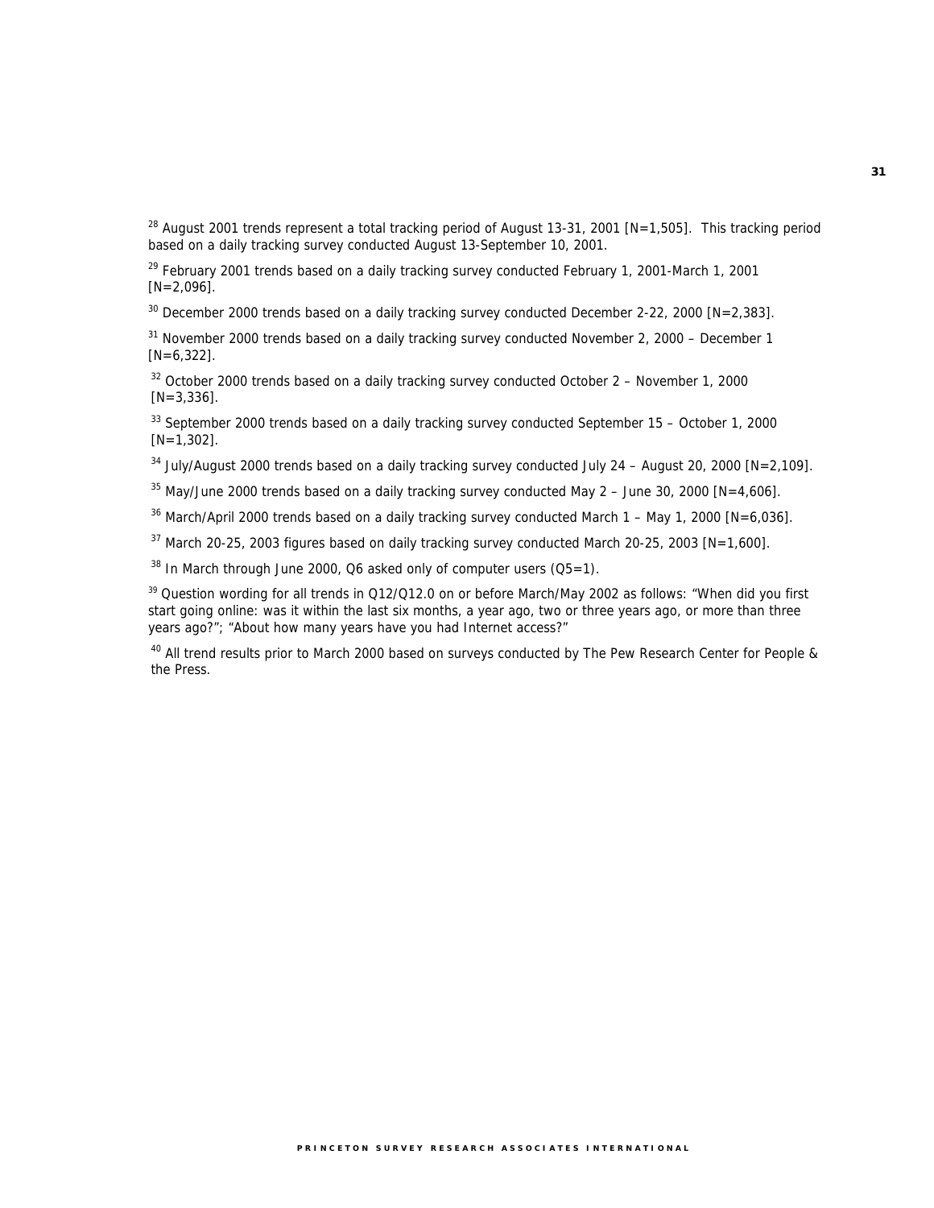[28] August 2001 trends represent a total tracking period of August 13-31, 2001 [N=1,505]. This tracking period based on a daily tracking survey conducted August 13-September 10, 2001.

[29] February 2001 trends based on a daily tracking survey conducted February 1, 2001-March 1, 2001 [N=2,096].

[30] December 2000 trends based on a daily tracking survey conducted December 2-22, 2000 [N=2,383].

[31] November 2000 trends based on a daily tracking survey conducted November 2, 2000 – December 1 [N=6,322].

[32] October 2000 trends based on a daily tracking survey conducted October 2 – November 1, 2000 [N=3,336].

[33] September 2000 trends based on a daily tracking survey conducted September 15 – October 1, 2000 [N=1,302].

[34] July/August 2000 trends based on a daily tracking survey conducted July 24 – August 20, 2000 [N=2,109].

[35] May/June 2000 trends based on a daily tracking survey conducted May 2 – June 30, 2000 [N=4,606].

[36] March/April 2000 trends based on a daily tracking survey conducted March 1 – May 1, 2000 [N=6,036].

[37] March 20-25, 2003 figures based on daily tracking survey conducted March 20-25, 2003 [N=1,600].

[38] In March through June 2000, Q6 asked only of computer users (Q5=1).

[39] Question wording for all trends in Q12/Q12.0 on or before March/May 2002 as follows: "When did you first start going online: was it within the last six months, a year ago, two or three years ago, or more than three years ago?"; "About how many years have you had Internet access?"

[40] All trend results prior to March 2000 based on surveys conducted by The Pew Research Center for People & the Press.